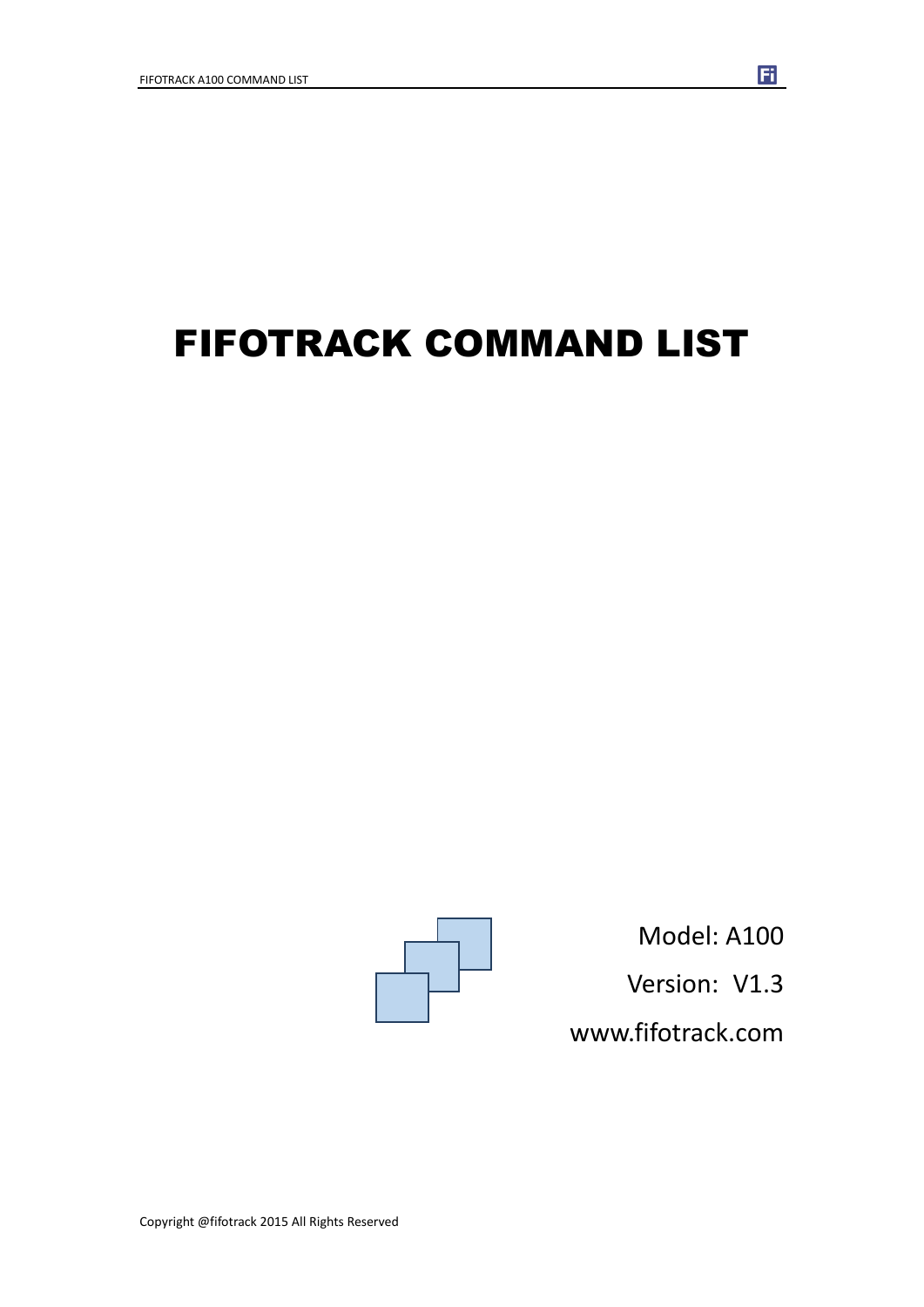# FIFOTRACK COMMAND LIST

Model: A100

Version: V1.3

www.fifotrack.com

Copyright @fifotrack 2015 All Rights Reserved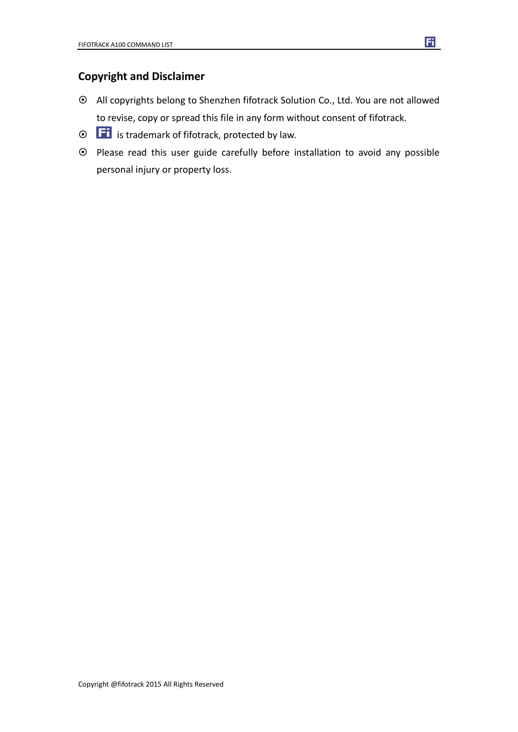## Copyright and Disclaimer

- All copyrights belong to Shenzhen fifotrack Solution Co., Ltd. You are not allowed to revise, copy or spread this file in any form without consent of fifotrack.
- Fi is trademark of fifotrack, protected by law.
- Please read this user guide carefully before installation to avoid any possible personal injury or property loss.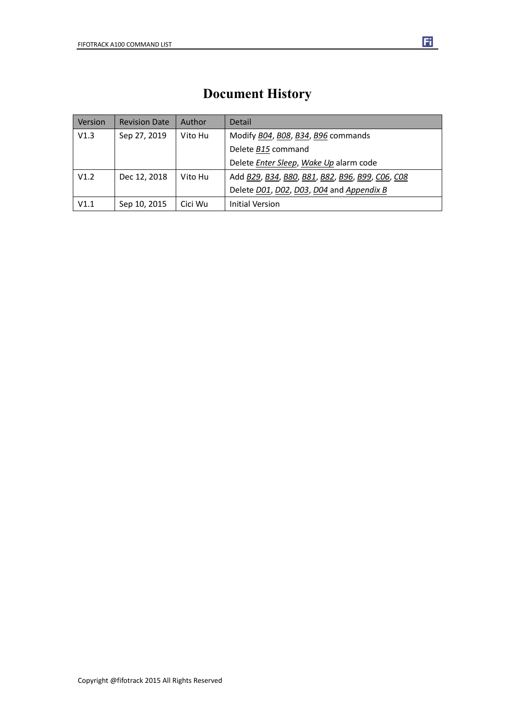# Document History

| Version | Revision Date | Author | Detail |
|---|---|---|---|
| V1.3 | Sep 27, 2019 | Vito Hu | Modify *B04*, *B08*, *B34*, *B96* commands |
| | | | Delete *B15* command |
| | | | Delete *Enter Sleep*, *Wake Up* alarm code |
| V1.2 | Dec 12, 2018 | Vito Hu | Add *B29*, *B34*, *B80*, *B81*, *B82*, *B96*, *B99*, *C06*, *C08* |
| | | | Delete *D01*, *D02*, *D03*, *D04* and *Appendix B* |
| V1.1 | Sep 10, 2015 | Cici Wu | Initial Version |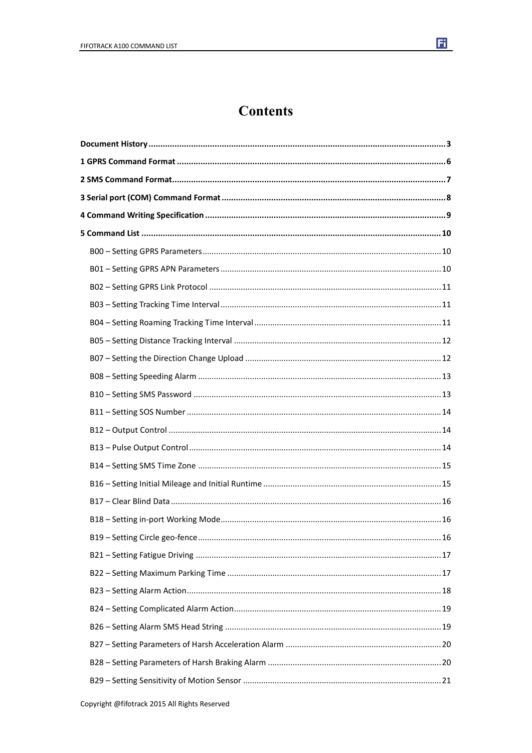# Contents

**Document History** ........................................ **3**

**1 GPRS Command Format** ........................................ **6**

**2 SMS Command Format** ........................................ **7**

**3 Serial port (COM) Command Format** ........................................ **8**

**4 Command Writing Specification** ........................................ **9**

**5 Command List** ........................................ **10**

- B00 – Setting GPRS Parameters ........................................ 10
- B01 – Setting GPRS APN Parameters ........................................ 10
- B02 – Setting GPRS Link Protocol ........................................ 11
- B03 – Setting Tracking Time Interval ........................................ 11
- B04 – Setting Roaming Tracking Time Interval ........................................ 11
- B05 – Setting Distance Tracking Interval ........................................ 12
- B07 – Setting the Direction Change Upload ........................................ 12
- B08 – Setting Speeding Alarm ........................................ 13
- B10 – Setting SMS Password ........................................ 13
- B11 – Setting SOS Number ........................................ 14
- B12 – Output Control ........................................ 14
- B13 – Pulse Output Control ........................................ 14
- B14 – Setting SMS Time Zone ........................................ 15
- B16 – Setting Initial Mileage and Initial Runtime ........................................ 15
- B17 – Clear Blind Data ........................................ 16
- B18 – Setting in-port Working Mode ........................................ 16
- B19 – Setting Circle geo-fence ........................................ 16
- B21 – Setting Fatigue Driving ........................................ 17
- B22 – Setting Maximum Parking Time ........................................ 17
- B23 – Setting Alarm Action ........................................ 18
- B24 – Setting Complicated Alarm Action ........................................ 19
- B26 – Setting Alarm SMS Head String ........................................ 19
- B27 – Setting Parameters of Harsh Acceleration Alarm ........................................ 20
- B28 – Setting Parameters of Harsh Braking Alarm ........................................ 20
- B29 – Setting Sensitivity of Motion Sensor ........................................ 21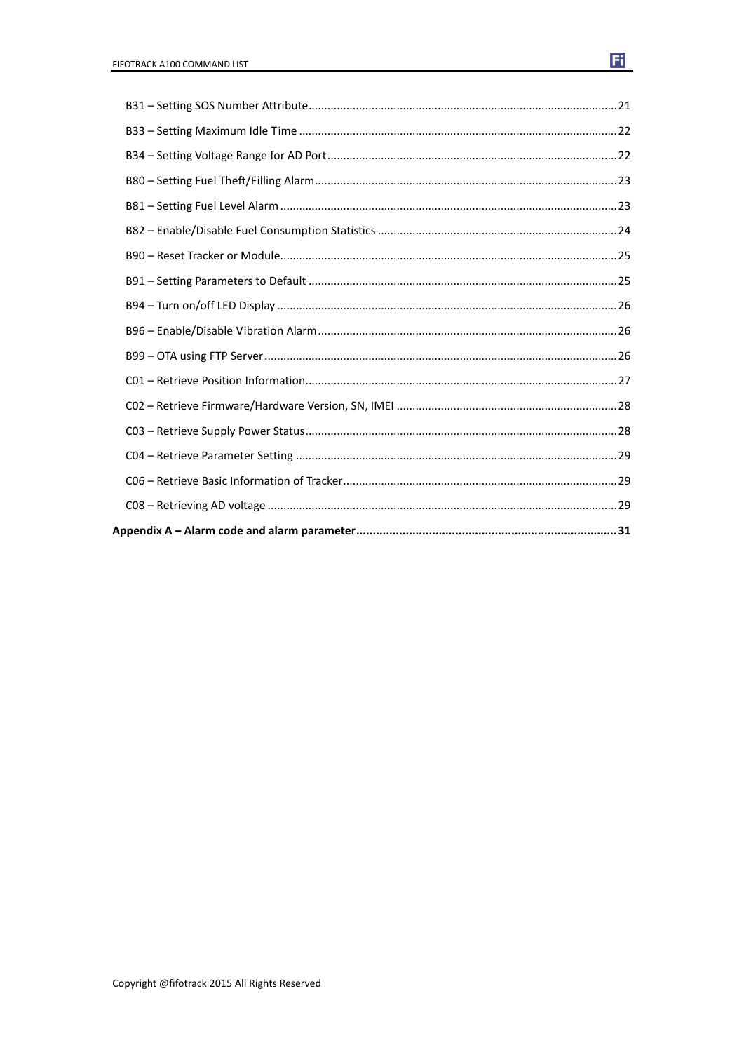B31 – Setting SOS Number Attribute ..... 21

B33 – Setting Maximum Idle Time ..... 22

B34 – Setting Voltage Range for AD Port ..... 22

B80 – Setting Fuel Theft/Filling Alarm ..... 23

B81 – Setting Fuel Level Alarm ..... 23

B82 – Enable/Disable Fuel Consumption Statistics ..... 24

B90 – Reset Tracker or Module ..... 25

B91 – Setting Parameters to Default ..... 25

B94 – Turn on/off LED Display ..... 26

B96 – Enable/Disable Vibration Alarm ..... 26

B99 – OTA using FTP Server ..... 26

C01 – Retrieve Position Information ..... 27

C02 – Retrieve Firmware/Hardware Version, SN, IMEI ..... 28

C03 – Retrieve Supply Power Status ..... 28

C04 – Retrieve Parameter Setting ..... 29

C06 – Retrieve Basic Information of Tracker ..... 29

C08 – Retrieving AD voltage ..... 29

**Appendix A – Alarm code and alarm parameter ..... 31**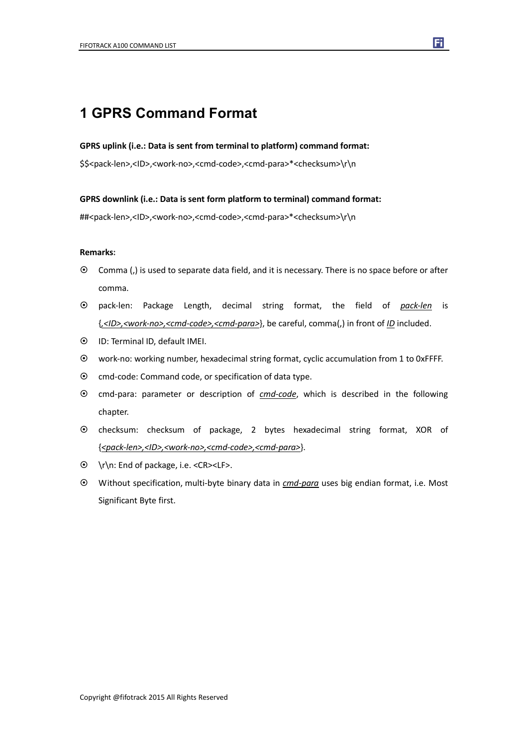# 1 GPRS Command Format

**GPRS uplink (i.e.: Data is sent from terminal to platform) command format:**

$$<pack-len>,<ID>,<work-no>,<cmd-code>,<cmd-para>*<checksum>\r\n

**GPRS downlink (i.e.: Data is sent form platform to terminal) command format:**

##<pack-len>,<ID>,<work-no>,<cmd-code>,<cmd-para>*<checksum>\r\n

**Remarks:**

- Comma (,) is used to separate data field, and it is necessary. There is no space before or after comma.
- pack-len: Package Length, decimal string format, the field of *pack-len* is {*,<ID>,<work-no>,<cmd-code>,<cmd-para>*}, be careful, comma(,) in front of *ID* included.
- ID: Terminal ID, default IMEI.
- work-no: working number, hexadecimal string format, cyclic accumulation from 1 to 0xFFFF.
- cmd-code: Command code, or specification of data type.
- cmd-para: parameter or description of *cmd-code*, which is described in the following chapter.
- checksum: checksum of package, 2 bytes hexadecimal string format, XOR of {*<pack-len>,<ID>,<work-no>,<cmd-code>,<cmd-para>*}.
- \r\n: End of package, i.e. <CR><LF>.
- Without specification, multi-byte binary data in *cmd-para* uses big endian format, i.e. Most Significant Byte first.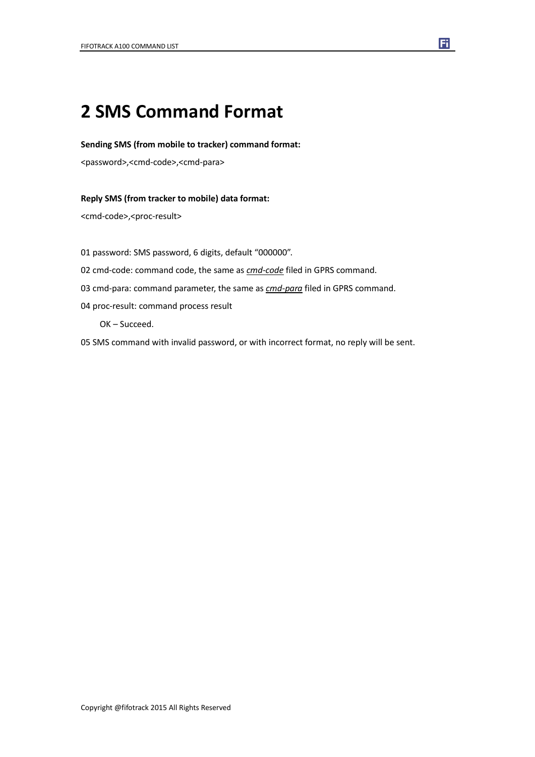# 2 SMS Command Format

**Sending SMS (from mobile to tracker) command format:**

<password>,<cmd-code>,<cmd-para>

**Reply SMS (from tracker to mobile) data format:**

<cmd-code>,<proc-result>

01 password: SMS password, 6 digits, default "000000".

02 cmd-code: command code, the same as ***cmd-code*** filed in GPRS command.

03 cmd-para: command parameter, the same as ***cmd-para*** filed in GPRS command.

04 proc-result: command process result

OK – Succeed.

05 SMS command with invalid password, or with incorrect format, no reply will be sent.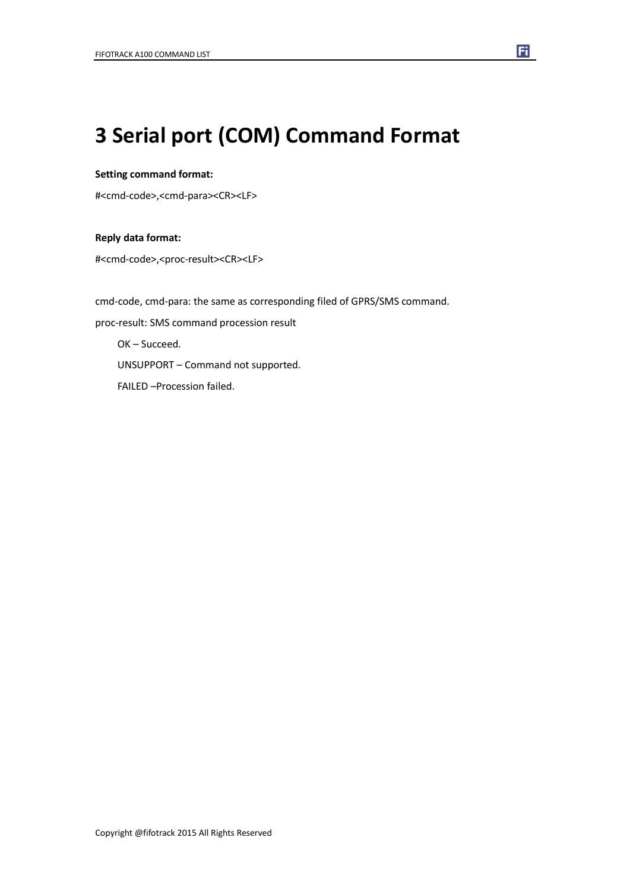# 3 Serial port (COM) Command Format

**Setting command format:**

#<cmd-code>,<cmd-para><CR><LF>

**Reply data format:**

#<cmd-code>,<proc-result><CR><LF>

cmd-code, cmd-para: the same as corresponding filed of GPRS/SMS command.

proc-result: SMS command procession result

OK – Succeed.

UNSUPPORT – Command not supported.

FAILED –Procession failed.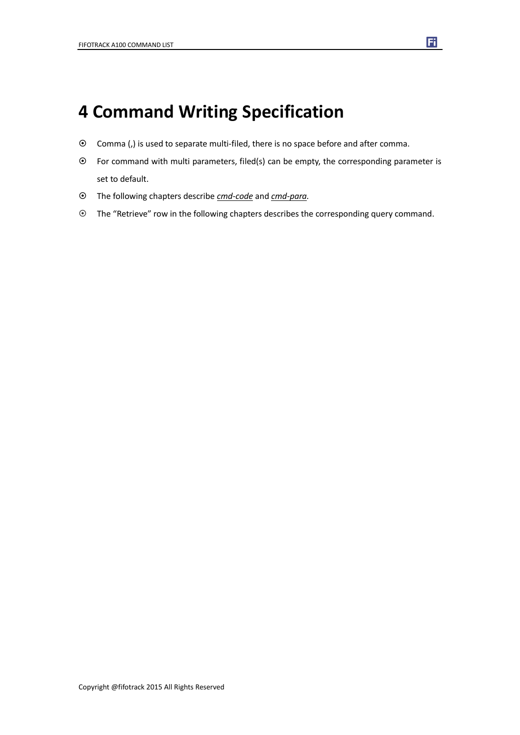# 4 Command Writing Specification

- Comma (,) is used to separate multi-filed, there is no space before and after comma.
- For command with multi parameters, filed(s) can be empty, the corresponding parameter is set to default.
- The following chapters describe ***cmd-code*** and ***cmd-para***.
- The “Retrieve” row in the following chapters describes the corresponding query command.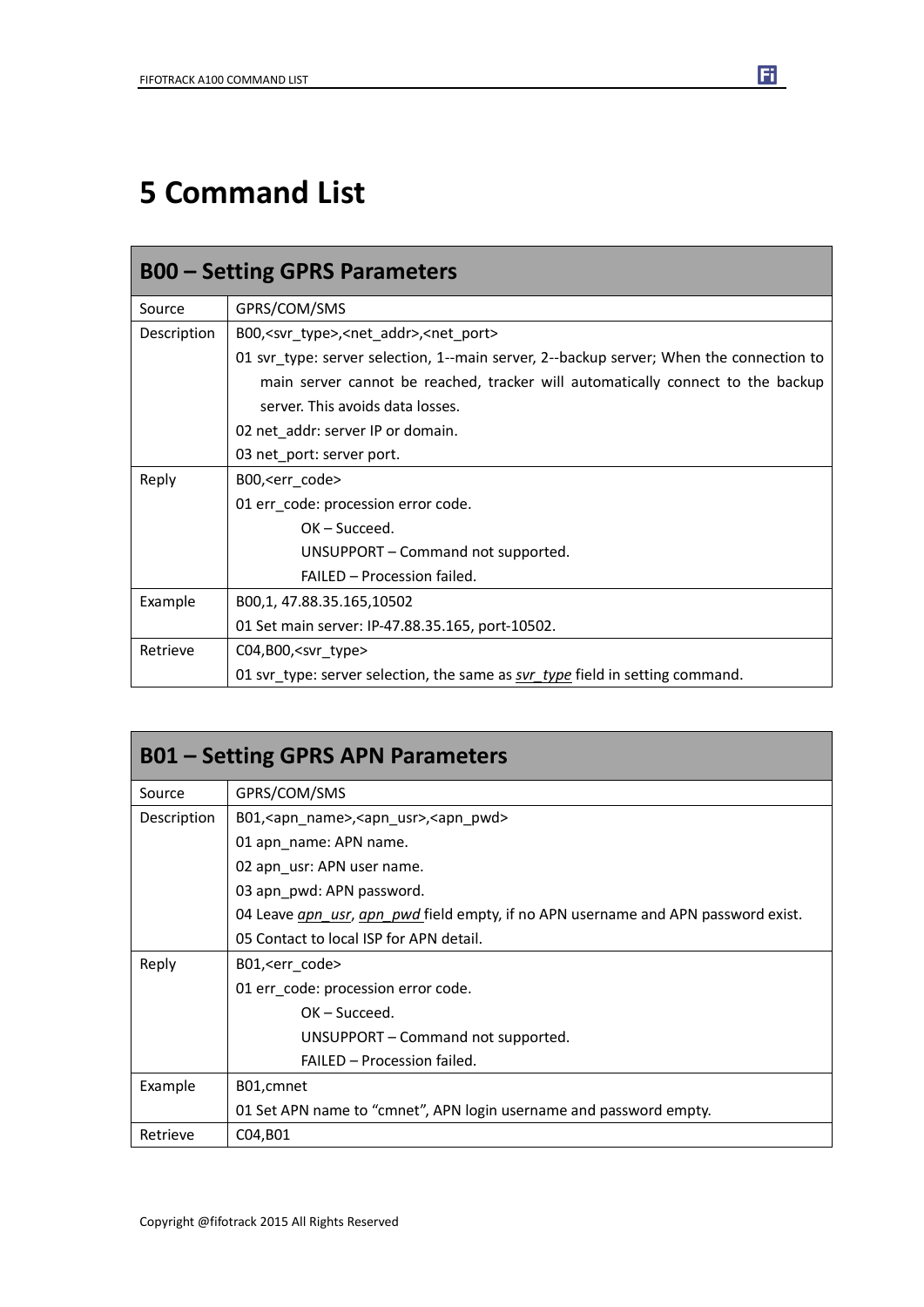# 5 Command List

| B00 – Setting GPRS Parameters | |
|---|---|
| Source | GPRS/COM/SMS |
| Description | B00,<svr_type>,<net_addr>,<net_port><br>01 svr_type: server selection, 1--main server, 2--backup server; When the connection to main server cannot be reached, tracker will automatically connect to the backup server. This avoids data losses.<br>02 net_addr: server IP or domain.<br>03 net_port: server port. |
| Reply | B00,<err_code><br>01 err_code: procession error code.<br>OK – Succeed.<br>UNSUPPORT – Command not supported.<br>FAILED – Procession failed. |
| Example | B00,1, 47.88.35.165,10502<br>01 Set main server: IP-47.88.35.165, port-10502. |
| Retrieve | C04,B00,<svr_type><br>01 svr_type: server selection, the same as *svr_type* field in setting command. |

| B01 – Setting GPRS APN Parameters | |
|---|---|
| Source | GPRS/COM/SMS |
| Description | B01,<apn_name>,<apn_usr>,<apn_pwd><br>01 apn_name: APN name.<br>02 apn_usr: APN user name.<br>03 apn_pwd: APN password.<br>04 Leave *apn_usr*, *apn_pwd* field empty, if no APN username and APN password exist.<br>05 Contact to local ISP for APN detail. |
| Reply | B01,<err_code><br>01 err_code: procession error code.<br>OK – Succeed.<br>UNSUPPORT – Command not supported.<br>FAILED – Procession failed. |
| Example | B01,cmnet<br>01 Set APN name to “cmnet”, APN login username and password empty. |
| Retrieve | C04,B01 |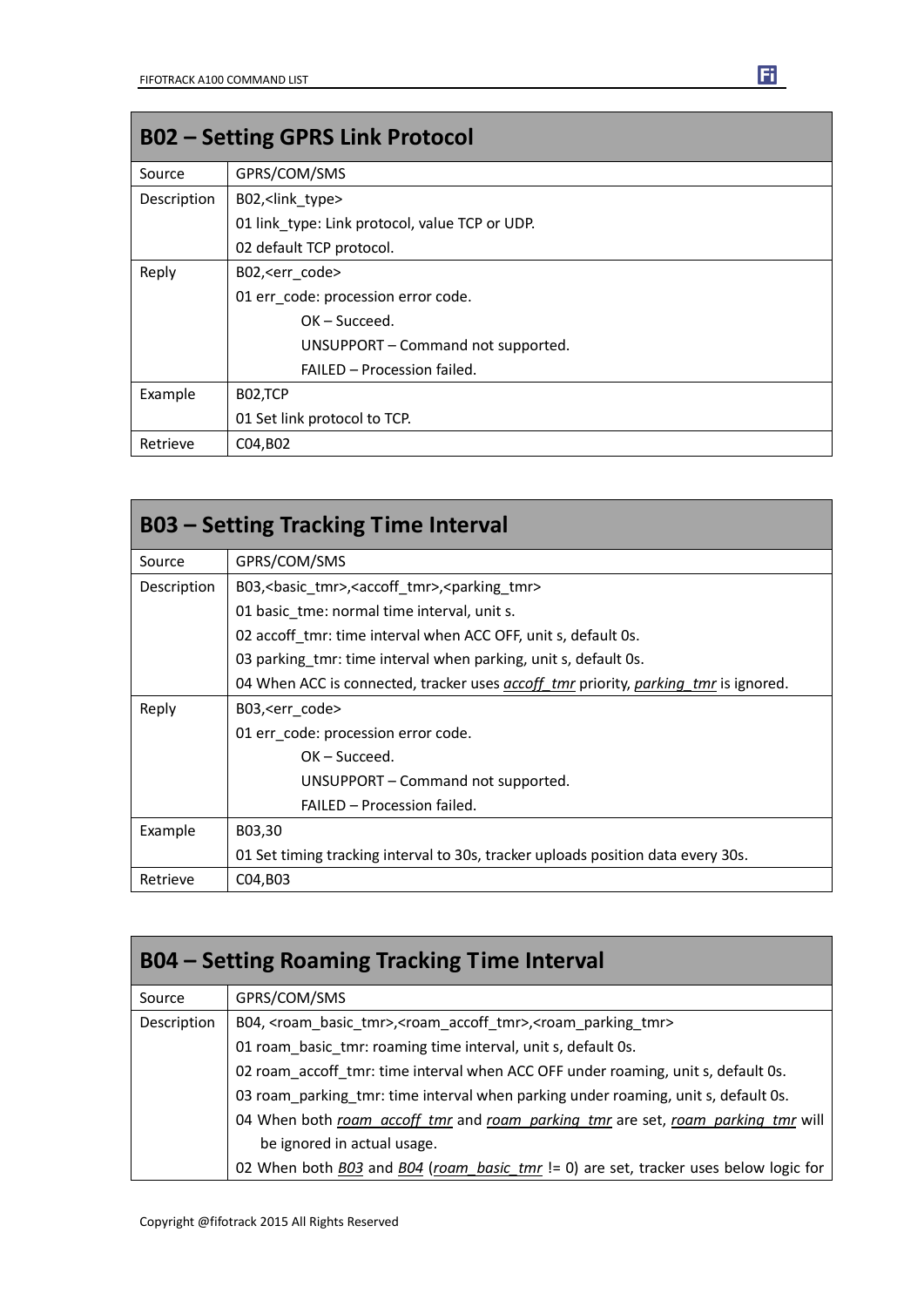## B02 – Setting GPRS Link Protocol

| | |
|---|---|
| Source | GPRS/COM/SMS |
| Description | B02,<link_type><br>01 link_type: Link protocol, value TCP or UDP.<br>02 default TCP protocol. |
| Reply | B02,<err_code><br>01 err_code: procession error code.<br>OK – Succeed.<br>UNSUPPORT – Command not supported.<br>FAILED – Procession failed. |
| Example | B02,TCP<br>01 Set link protocol to TCP. |
| Retrieve | C04,B02 |

## B03 – Setting Tracking Time Interval

| | |
|---|---|
| Source | GPRS/COM/SMS |
| Description | B03,<basic_tmr>,<accoff_tmr>,<parking_tmr><br>01 basic_tme: normal time interval, unit s.<br>02 accoff_tmr: time interval when ACC OFF, unit s, default 0s.<br>03 parking_tmr: time interval when parking, unit s, default 0s.<br>04 When ACC is connected, tracker uses *accoff_tmr* priority, *parking_tmr* is ignored. |
| Reply | B03,<err_code><br>01 err_code: procession error code.<br>OK – Succeed.<br>UNSUPPORT – Command not supported.<br>FAILED – Procession failed. |
| Example | B03,30<br>01 Set timing tracking interval to 30s, tracker uploads position data every 30s. |
| Retrieve | C04,B03 |

## B04 – Setting Roaming Tracking Time Interval

| | |
|---|---|
| Source | GPRS/COM/SMS |
| Description | B04, <roam_basic_tmr>,<roam_accoff_tmr>,<roam_parking_tmr><br>01 roam_basic_tmr: roaming time interval, unit s, default 0s.<br>02 roam_accoff_tmr: time interval when ACC OFF under roaming, unit s, default 0s.<br>03 roam_parking_tmr: time interval when parking under roaming, unit s, default 0s.<br>04 When both *roam_accoff_tmr* and *roam_parking_tmr* are set, *roam_parking_tmr* will be ignored in actual usage.<br>02 When both *B03* and *B04* (*roam_basic_tmr* != 0) are set, tracker uses below logic for |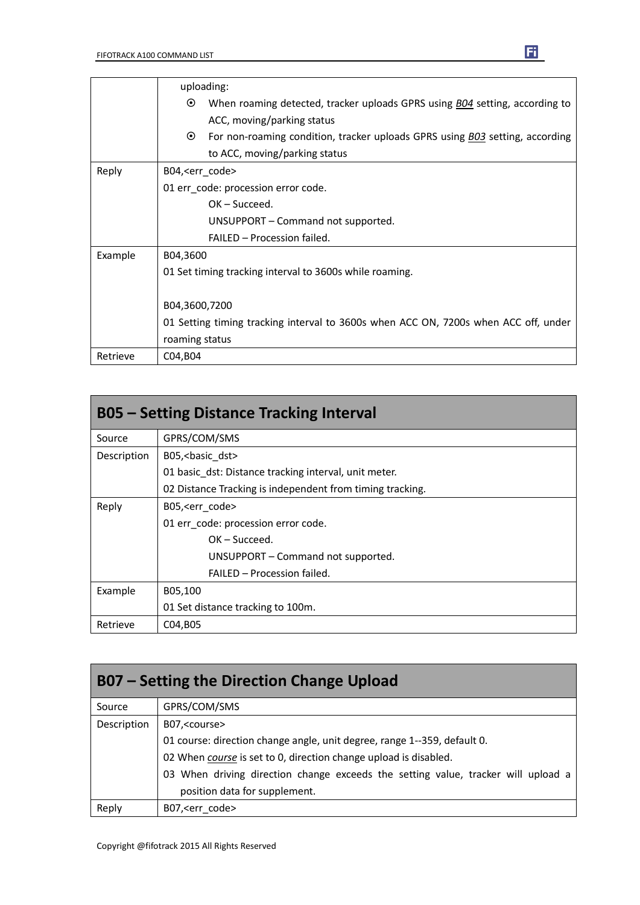| | |
|---|---|
| | uploading:<br>⦿ When roaming detected, tracker uploads GPRS using *B04* setting, according to ACC, moving/parking status<br>⦿ For non-roaming condition, tracker uploads GPRS using *B03* setting, according to ACC, moving/parking status |
| Reply | B04,<err_code><br>01 err_code: procession error code.<br>OK – Succeed.<br>UNSUPPORT – Command not supported.<br>FAILED – Procession failed. |
| Example | B04,3600<br>01 Set timing tracking interval to 3600s while roaming.<br><br>B04,3600,7200<br>01 Setting timing tracking interval to 3600s when ACC ON, 7200s when ACC off, under roaming status |
| Retrieve | C04,B04 |

## B05 – Setting Distance Tracking Interval

| | |
|---|---|
| Source | GPRS/COM/SMS |
| Description | B05,<basic_dst><br>01 basic_dst: Distance tracking interval, unit meter.<br>02 Distance Tracking is independent from timing tracking. |
| Reply | B05,<err_code><br>01 err_code: procession error code.<br>OK – Succeed.<br>UNSUPPORT – Command not supported.<br>FAILED – Procession failed. |
| Example | B05,100<br>01 Set distance tracking to 100m. |
| Retrieve | C04,B05 |

## B07 – Setting the Direction Change Upload

| | |
|---|---|
| Source | GPRS/COM/SMS |
| Description | B07,<course><br>01 course: direction change angle, unit degree, range 1--359, default 0.<br>02 When *course* is set to 0, direction change upload is disabled.<br>03 When driving direction change exceeds the setting value, tracker will upload a position data for supplement. |
| Reply | B07,<err_code> |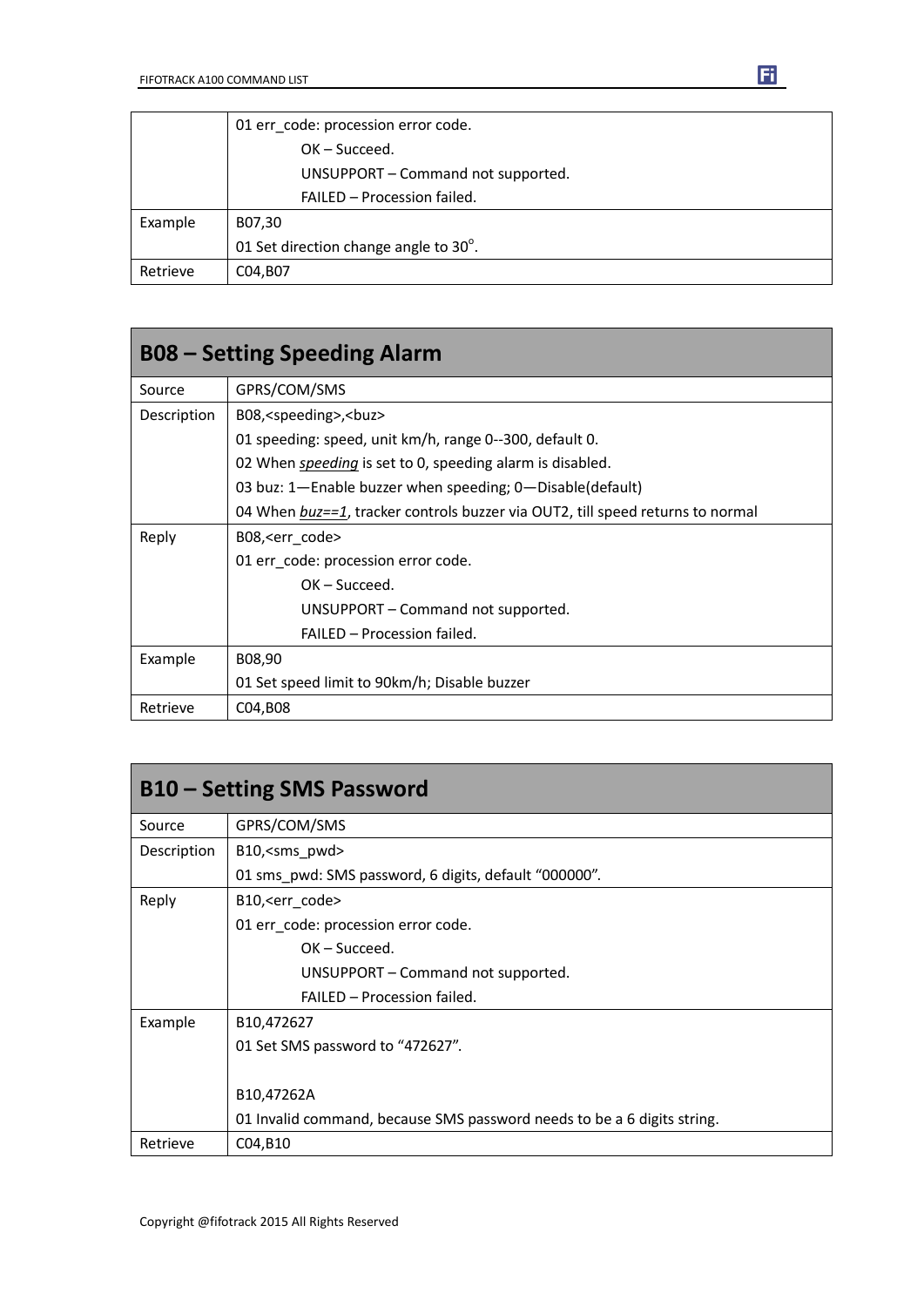| | |
|---|---|
| | 01 err_code: procession error code. |
| | OK – Succeed. |
| | UNSUPPORT – Command not supported. |
| | FAILED – Procession failed. |
| Example | B07,30 |
| | 01 Set direction change angle to 30°. |
| Retrieve | C04,B07 |

## B08 – Setting Speeding Alarm

| | |
|---|---|
| Source | GPRS/COM/SMS |
| Description | B08,<speeding>,<buz> |
| | 01 speeding: speed, unit km/h, range 0--300, default 0. |
| | 02 When *speeding* is set to 0, speeding alarm is disabled. |
| | 03 buz: 1—Enable buzzer when speeding; 0—Disable(default) |
| | 04 When *buz==1*, tracker controls buzzer via OUT2, till speed returns to normal |
| Reply | B08,<err_code> |
| | 01 err_code: procession error code. |
| | OK – Succeed. |
| | UNSUPPORT – Command not supported. |
| | FAILED – Procession failed. |
| Example | B08,90 |
| | 01 Set speed limit to 90km/h; Disable buzzer |
| Retrieve | C04,B08 |

## B10 – Setting SMS Password

| | |
|---|---|
| Source | GPRS/COM/SMS |
| Description | B10,<sms_pwd> |
| | 01 sms_pwd: SMS password, 6 digits, default "000000". |
| Reply | B10,<err_code> |
| | 01 err_code: procession error code. |
| | OK – Succeed. |
| | UNSUPPORT – Command not supported. |
| | FAILED – Procession failed. |
| Example | B10,472627 |
| | 01 Set SMS password to "472627". |
| | |
| | B10,47262A |
| | 01 Invalid command, because SMS password needs to be a 6 digits string. |
| Retrieve | C04,B10 |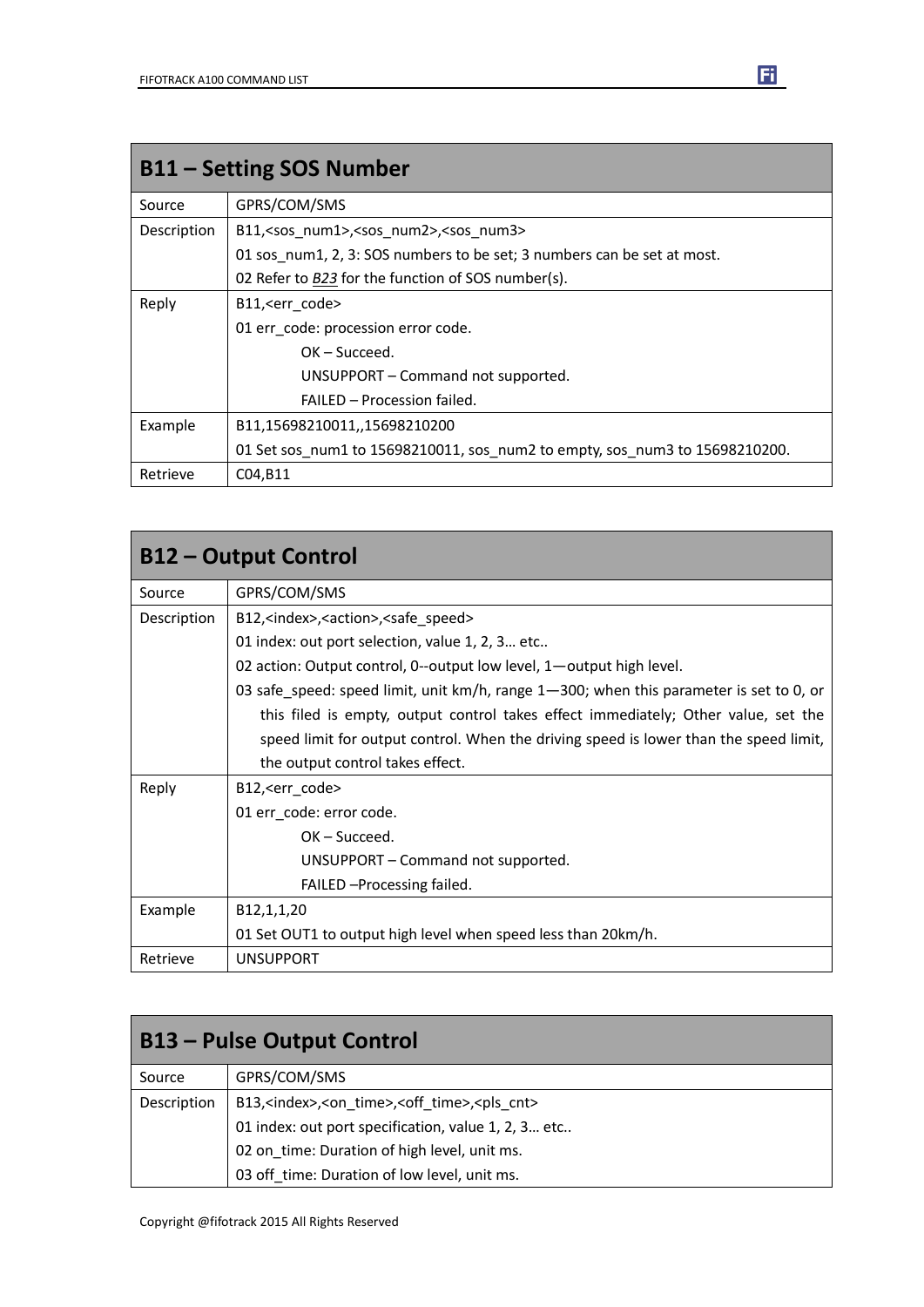| B11 – Setting SOS Number | |
|---|---|
| Source | GPRS/COM/SMS |
| Description | B11,<sos_num1>,<sos_num2>,<sos_num3><br>01 sos_num1, 2, 3: SOS numbers to be set; 3 numbers can be set at most.<br>02 Refer to *B23* for the function of SOS number(s). |
| Reply | B11,<err_code><br>01 err_code: procession error code.<br>OK – Succeed.<br>UNSUPPORT – Command not supported.<br>FAILED – Procession failed. |
| Example | B11,15698210011,,15698210200<br>01 Set sos_num1 to 15698210011, sos_num2 to empty, sos_num3 to 15698210200. |
| Retrieve | C04,B11 |

| B12 – Output Control | |
|---|---|
| Source | GPRS/COM/SMS |
| Description | B12,<index>,<action>,<safe_speed><br>01 index: out port selection, value 1, 2, 3… etc..<br>02 action: Output control, 0--output low level, 1—output high level.<br>03 safe_speed: speed limit, unit km/h, range 1—300; when this parameter is set to 0, or this filed is empty, output control takes effect immediately; Other value, set the speed limit for output control. When the driving speed is lower than the speed limit, the output control takes effect. |
| Reply | B12,<err_code><br>01 err_code: error code.<br>OK – Succeed.<br>UNSUPPORT – Command not supported.<br>FAILED –Processing failed. |
| Example | B12,1,1,20<br>01 Set OUT1 to output high level when speed less than 20km/h. |
| Retrieve | UNSUPPORT |

| B13 – Pulse Output Control | |
|---|---|
| Source | GPRS/COM/SMS |
| Description | B13,<index>,<on_time>,<off_time>,<pls_cnt><br>01 index: out port specification, value 1, 2, 3… etc..<br>02 on_time: Duration of high level, unit ms.<br>03 off_time: Duration of low level, unit ms. |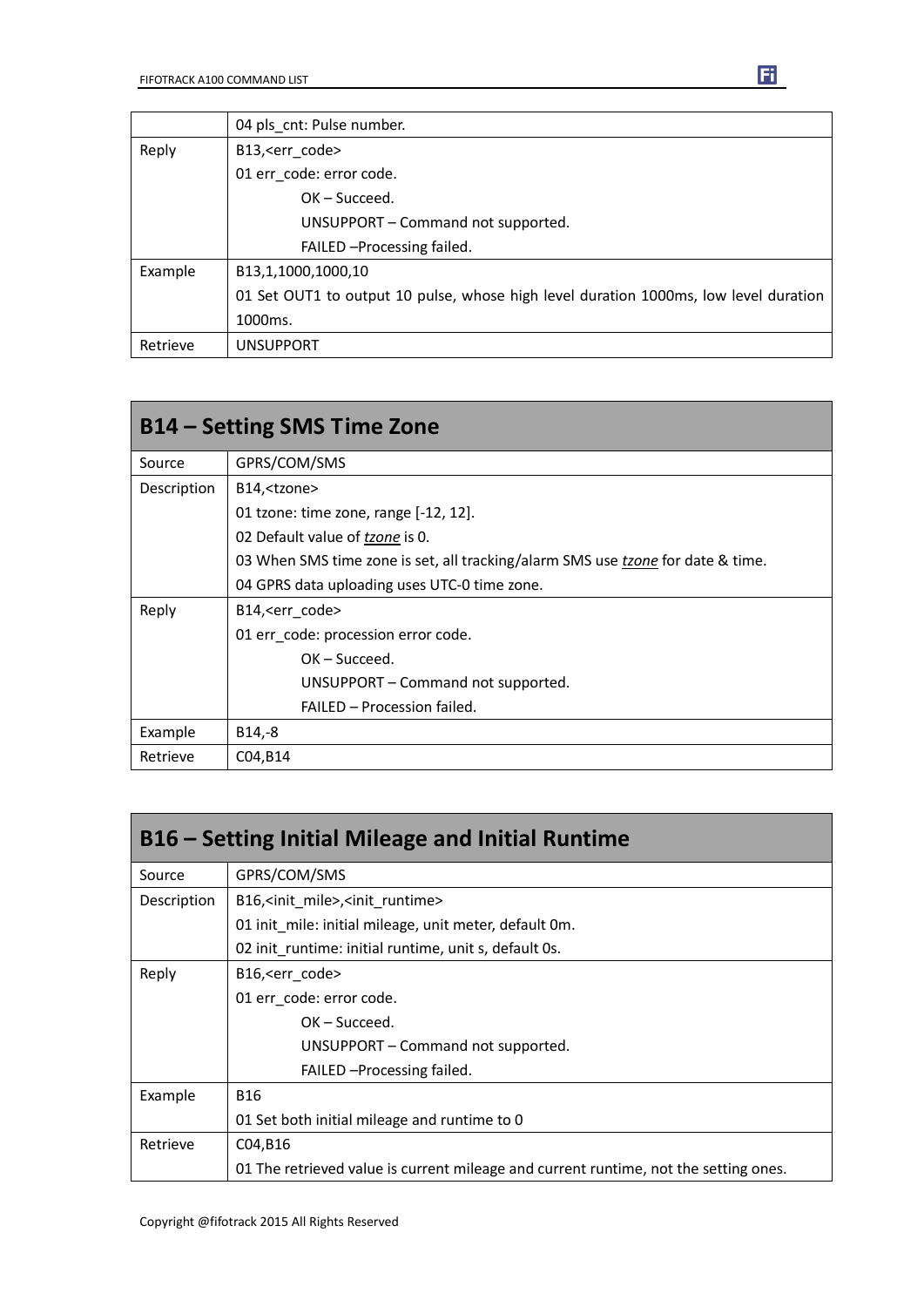| | 04 pls_cnt: Pulse number. |
|---|---|
| Reply | B13,<err_code><br>01 err_code: error code.<br>OK – Succeed.<br>UNSUPPORT – Command not supported.<br>FAILED –Processing failed. |
| Example | B13,1,1000,1000,10<br>01 Set OUT1 to output 10 pulse, whose high level duration 1000ms, low level duration 1000ms. |
| Retrieve | UNSUPPORT |

## B14 – Setting SMS Time Zone

| | |
|---|---|
| Source | GPRS/COM/SMS |
| Description | B14,<tzone><br>01 tzone: time zone, range [-12, 12].<br>02 Default value of ***tzone*** is 0.<br>03 When SMS time zone is set, all tracking/alarm SMS use ***tzone*** for date & time.<br>04 GPRS data uploading uses UTC-0 time zone. |
| Reply | B14,<err_code><br>01 err_code: procession error code.<br>OK – Succeed.<br>UNSUPPORT – Command not supported.<br>FAILED – Procession failed. |
| Example | B14,-8 |
| Retrieve | C04,B14 |

## B16 – Setting Initial Mileage and Initial Runtime

| | |
|---|---|
| Source | GPRS/COM/SMS |
| Description | B16,<init_mile>,<init_runtime><br>01 init_mile: initial mileage, unit meter, default 0m.<br>02 init_runtime: initial runtime, unit s, default 0s. |
| Reply | B16,<err_code><br>01 err_code: error code.<br>OK – Succeed.<br>UNSUPPORT – Command not supported.<br>FAILED –Processing failed. |
| Example | B16<br>01 Set both initial mileage and runtime to 0 |
| Retrieve | C04,B16<br>01 The retrieved value is current mileage and current runtime, not the setting ones. |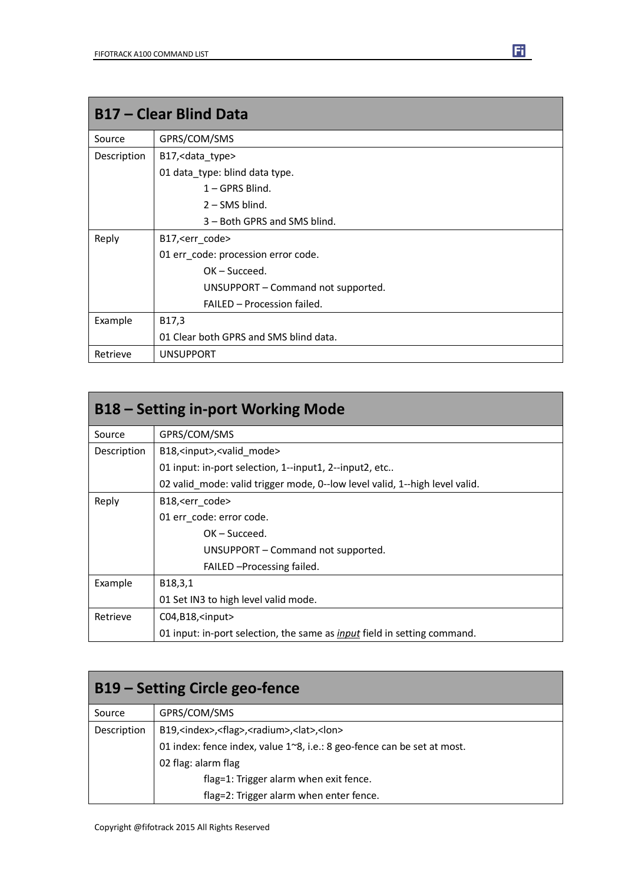## B17 – Clear Blind Data

| | |
|---|---|
| Source | GPRS/COM/SMS |
| Description | B17,<data_type><br>01 data_type: blind data type.<br>1 – GPRS Blind.<br>2 – SMS blind.<br>3 – Both GPRS and SMS blind. |
| Reply | B17,<err_code><br>01 err_code: procession error code.<br>OK – Succeed.<br>UNSUPPORT – Command not supported.<br>FAILED – Procession failed. |
| Example | B17,3<br>01 Clear both GPRS and SMS blind data. |
| Retrieve | UNSUPPORT |

## B18 – Setting in-port Working Mode

| | |
|---|---|
| Source | GPRS/COM/SMS |
| Description | B18,<input>,<valid_mode><br>01 input: in-port selection, 1--input1, 2--input2, etc..<br>02 valid_mode: valid trigger mode, 0--low level valid, 1--high level valid. |
| Reply | B18,<err_code><br>01 err_code: error code.<br>OK – Succeed.<br>UNSUPPORT – Command not supported.<br>FAILED –Processing failed. |
| Example | B18,3,1<br>01 Set IN3 to high level valid mode. |
| Retrieve | C04,B18,<input><br>01 input: in-port selection, the same as ***input*** field in setting command. |

## B19 – Setting Circle geo-fence

| | |
|---|---|
| Source | GPRS/COM/SMS |
| Description | B19,<index>,<flag>,<radium>,<lat>,<lon><br>01 index: fence index, value 1~8, i.e.: 8 geo-fence can be set at most.<br>02 flag: alarm flag<br>flag=1: Trigger alarm when exit fence.<br>flag=2: Trigger alarm when enter fence. |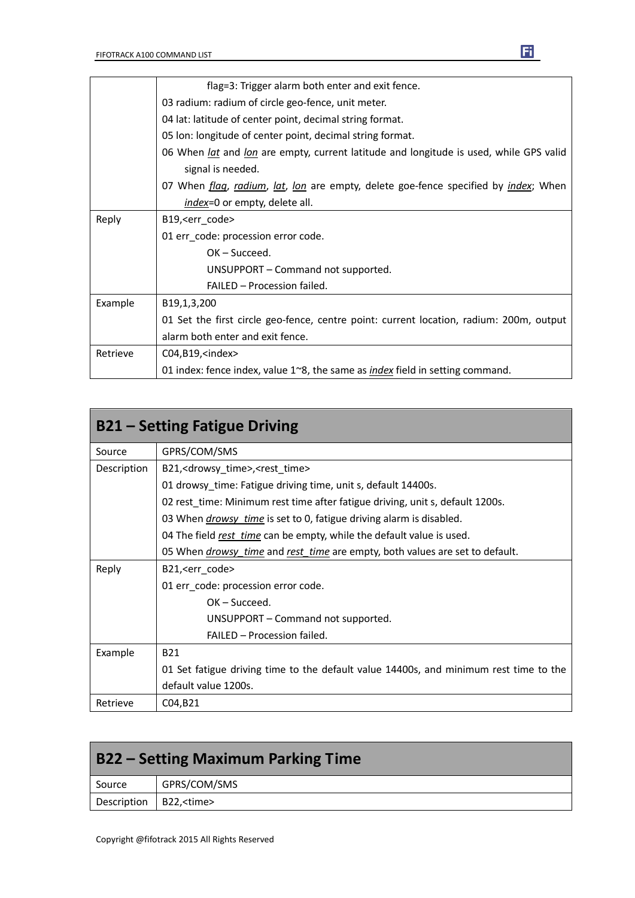| | |
|---|---|
| | flag=3: Trigger alarm both enter and exit fence.<br>03 radium: radium of circle geo-fence, unit meter.<br>04 lat: latitude of center point, decimal string format.<br>05 lon: longitude of center point, decimal string format.<br>06 When *lat* and *lon* are empty, current latitude and longitude is used, while GPS valid signal is needed.<br>07 When *flag*, *radium*, *lat*, *lon* are empty, delete goe-fence specified by *index*; When *index*=0 or empty, delete all. |
| Reply | B19,<err_code><br>01 err_code: procession error code.<br>OK – Succeed.<br>UNSUPPORT – Command not supported.<br>FAILED – Procession failed. |
| Example | B19,1,3,200<br>01 Set the first circle geo-fence, centre point: current location, radium: 200m, output alarm both enter and exit fence. |
| Retrieve | C04,B19,<index><br>01 index: fence index, value 1~8, the same as *index* field in setting command. |

## B21 – Setting Fatigue Driving

| | |
|---|---|
| Source | GPRS/COM/SMS |
| Description | B21,<drowsy_time>,<rest_time><br>01 drowsy_time: Fatigue driving time, unit s, default 14400s.<br>02 rest_time: Minimum rest time after fatigue driving, unit s, default 1200s.<br>03 When *drowsy_time* is set to 0, fatigue driving alarm is disabled.<br>04 The field *rest_time* can be empty, while the default value is used.<br>05 When *drowsy_time* and *rest_time* are empty, both values are set to default. |
| Reply | B21,<err_code><br>01 err_code: procession error code.<br>OK – Succeed.<br>UNSUPPORT – Command not supported.<br>FAILED – Procession failed. |
| Example | B21<br>01 Set fatigue driving time to the default value 14400s, and minimum rest time to the default value 1200s. |
| Retrieve | C04,B21 |

## B22 – Setting Maximum Parking Time

| | |
|---|---|
| Source | GPRS/COM/SMS |
| Description | B22,<time> |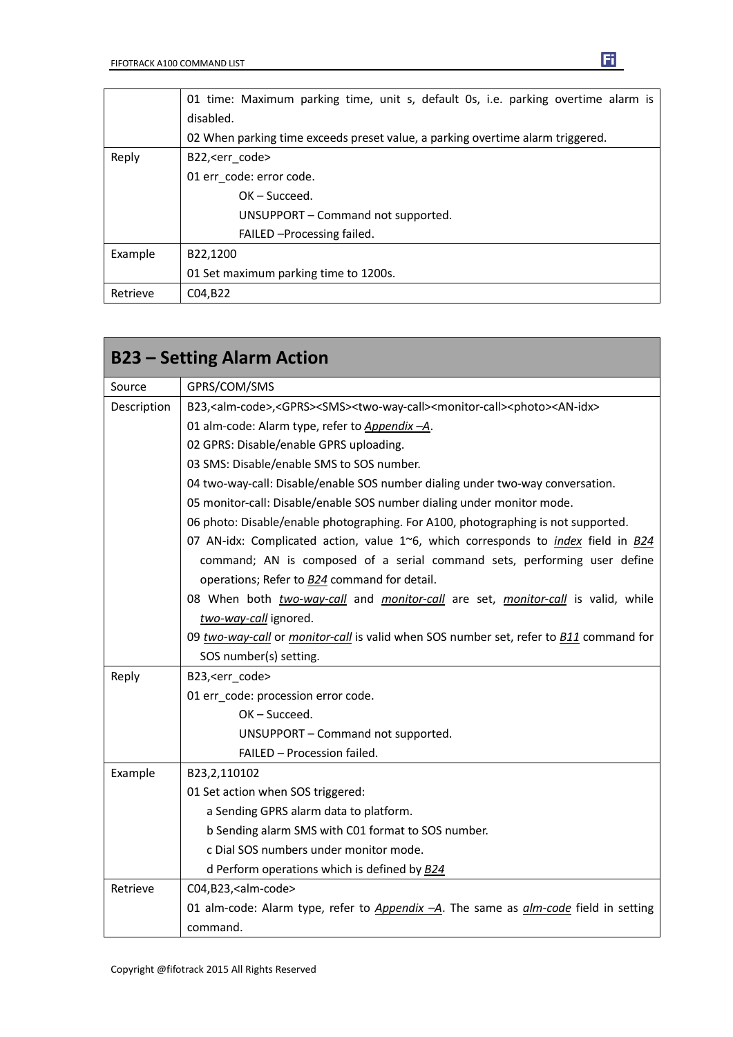| | |
|---|---|
| | 01 time: Maximum parking time, unit s, default 0s, i.e. parking overtime alarm is disabled.<br>02 When parking time exceeds preset value, a parking overtime alarm triggered. |
| Reply | B22,<err_code><br>01 err_code: error code.<br>OK – Succeed.<br>UNSUPPORT – Command not supported.<br>FAILED –Processing failed. |
| Example | B22,1200<br>01 Set maximum parking time to 1200s. |
| Retrieve | C04,B22 |

## B23 – Setting Alarm Action

| | |
|---|---|
| Source | GPRS/COM/SMS |
| Description | B23,<alm-code>,<GPRS><SMS><two-way-call><monitor-call><photo><AN-idx><br>01 alm-code: Alarm type, refer to *Appendix –A*.<br>02 GPRS: Disable/enable GPRS uploading.<br>03 SMS: Disable/enable SMS to SOS number.<br>04 two-way-call: Disable/enable SOS number dialing under two-way conversation.<br>05 monitor-call: Disable/enable SOS number dialing under monitor mode.<br>06 photo: Disable/enable photographing. For A100, photographing is not supported.<br>07 AN-idx: Complicated action, value 1~6, which corresponds to *index* field in *B24* command; AN is composed of a serial command sets, performing user define operations; Refer to *B24* command for detail.<br>08 When both *two-way-call* and *monitor-call* are set, *monitor-call* is valid, while *two-way-call* ignored.<br>09 *two-way-call* or *monitor-call* is valid when SOS number set, refer to *B11* command for SOS number(s) setting. |
| Reply | B23,<err_code><br>01 err_code: procession error code.<br>OK – Succeed.<br>UNSUPPORT – Command not supported.<br>FAILED – Procession failed. |
| Example | B23,2,110102<br>01 Set action when SOS triggered:<br>a Sending GPRS alarm data to platform.<br>b Sending alarm SMS with C01 format to SOS number.<br>c Dial SOS numbers under monitor mode.<br>d Perform operations which is defined by *B24* |
| Retrieve | C04,B23,<alm-code><br>01 alm-code: Alarm type, refer to *Appendix –A*. The same as *alm-code* field in setting command. |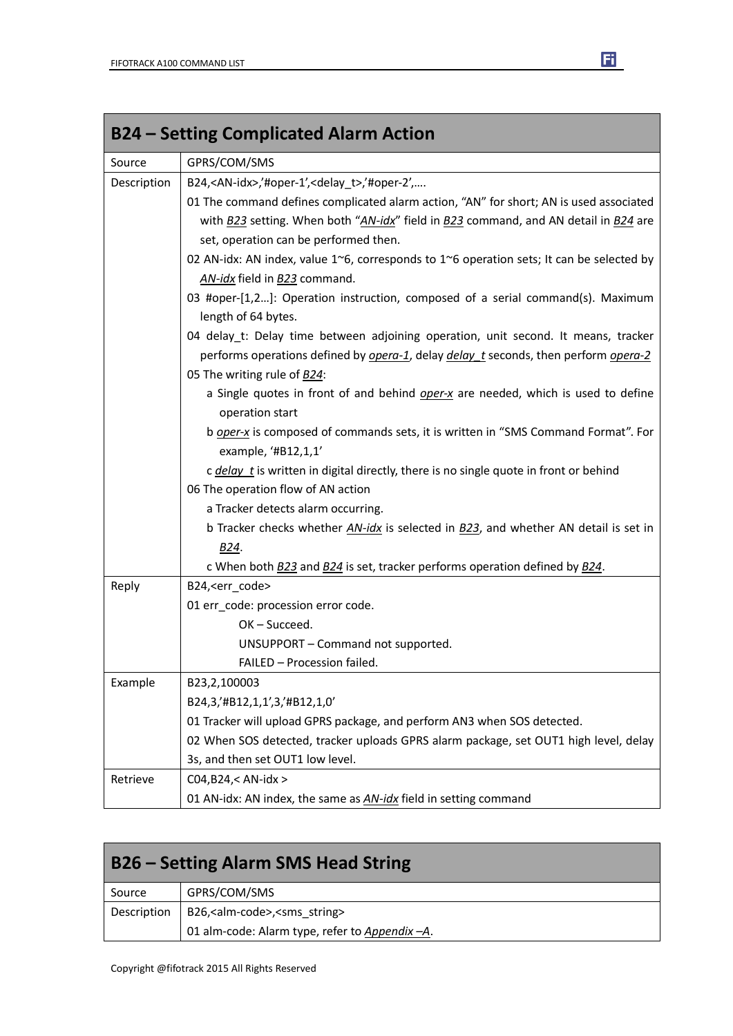## B24 – Setting Complicated Alarm Action

| | |
|---|---|
| Source | GPRS/COM/SMS |
| Description | B24,<AN-idx>,'#oper-1',<delay_t>,'#oper-2',….<br>01 The command defines complicated alarm action, "AN" for short; AN is used associated with *B23* setting. When both "*AN-idx*" field in *B23* command, and AN detail in *B24* are set, operation can be performed then.<br>02 AN-idx: AN index, value 1~6, corresponds to 1~6 operation sets; It can be selected by *AN-idx* field in *B23* command.<br>03 #oper-[1,2…]: Operation instruction, composed of a serial command(s). Maximum length of 64 bytes.<br>04 delay_t: Delay time between adjoining operation, unit second. It means, tracker performs operations defined by *opera-1*, delay *delay_t* seconds, then perform *opera-2*<br>05 The writing rule of *B24*:<br>a Single quotes in front of and behind *oper-x* are needed, which is used to define operation start<br>b *oper-x* is composed of commands sets, it is written in "SMS Command Format". For example, '#B12,1,1'<br>c *delay_t* is written in digital directly, there is no single quote in front or behind<br>06 The operation flow of AN action<br>a Tracker detects alarm occurring.<br>b Tracker checks whether *AN-idx* is selected in *B23*, and whether AN detail is set in *B24*.<br>c When both *B23* and *B24* is set, tracker performs operation defined by *B24*. |
| Reply | B24,<err_code><br>01 err_code: procession error code.<br>OK – Succeed.<br>UNSUPPORT – Command not supported.<br>FAILED – Procession failed. |
| Example | B23,2,100003<br>B24,3,'#B12,1,1',3,'#B12,1,0'<br>01 Tracker will upload GPRS package, and perform AN3 when SOS detected.<br>02 When SOS detected, tracker uploads GPRS alarm package, set OUT1 high level, delay 3s, and then set OUT1 low level. |
| Retrieve | C04,B24,< AN-idx ><br>01 AN-idx: AN index, the same as *AN-idx* field in setting command |

## B26 – Setting Alarm SMS Head String

| | |
|---|---|
| Source | GPRS/COM/SMS |
| Description | B26,<alm-code>,<sms_string><br>01 alm-code: Alarm type, refer to *Appendix –A*. |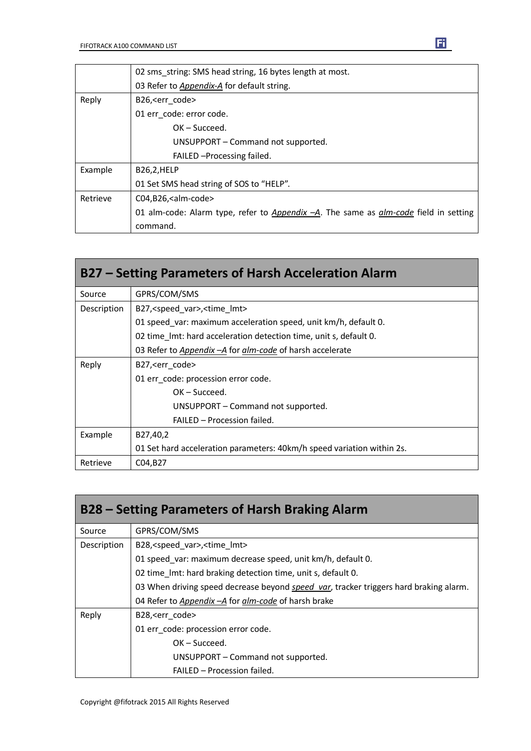| | |
|---|---|
| | 02 sms_string: SMS head string, 16 bytes length at most.<br>03 Refer to *Appendix-A* for default string. |
| Reply | B26,<err_code><br>01 err_code: error code.<br>OK – Succeed.<br>UNSUPPORT – Command not supported.<br>FAILED –Processing failed. |
| Example | B26,2,HELP<br>01 Set SMS head string of SOS to "HELP". |
| Retrieve | C04,B26,<alm-code><br>01 alm-code: Alarm type, refer to *Appendix –A*. The same as *alm-code* field in setting command. |

## B27 – Setting Parameters of Harsh Acceleration Alarm

| | |
|---|---|
| Source | GPRS/COM/SMS |
| Description | B27,<speed_var>,<time_lmt><br>01 speed_var: maximum acceleration speed, unit km/h, default 0.<br>02 time_lmt: hard acceleration detection time, unit s, default 0.<br>03 Refer to *Appendix –A* for *alm-code* of harsh accelerate |
| Reply | B27,<err_code><br>01 err_code: procession error code.<br>OK – Succeed.<br>UNSUPPORT – Command not supported.<br>FAILED – Procession failed. |
| Example | B27,40,2<br>01 Set hard acceleration parameters: 40km/h speed variation within 2s. |
| Retrieve | C04,B27 |

## B28 – Setting Parameters of Harsh Braking Alarm

| | |
|---|---|
| Source | GPRS/COM/SMS |
| Description | B28,<speed_var>,<time_lmt><br>01 speed_var: maximum decrease speed, unit km/h, default 0.<br>02 time_lmt: hard braking detection time, unit s, default 0.<br>03 When driving speed decrease beyond *speed_var*, tracker triggers hard braking alarm.<br>04 Refer to *Appendix –A* for *alm-code* of harsh brake |
| Reply | B28,<err_code><br>01 err_code: procession error code.<br>OK – Succeed.<br>UNSUPPORT – Command not supported.<br>FAILED – Procession failed. |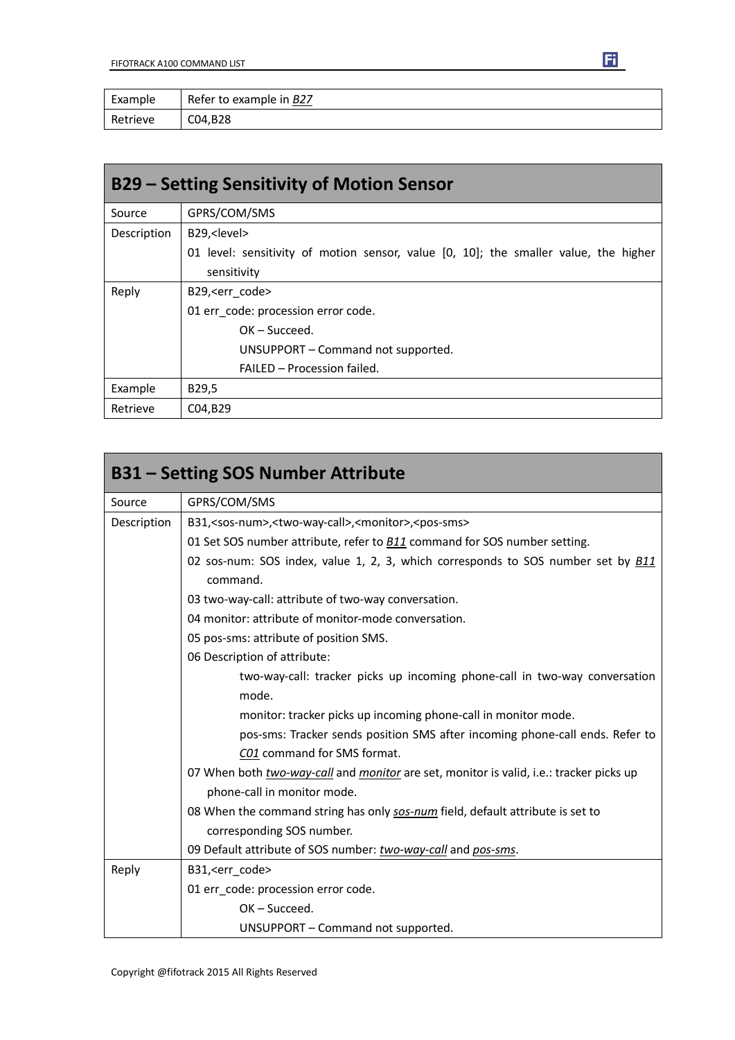| | |
|---|---|
| Example | Refer to example in *B27* |
| Retrieve | C04,B28 |

## B29 – Setting Sensitivity of Motion Sensor

| | |
|---|---|
| Source | GPRS/COM/SMS |
| Description | B29,<level><br>01 level: sensitivity of motion sensor, value [0, 10]; the smaller value, the higher sensitivity |
| Reply | B29,<err_code><br>01 err_code: procession error code.<br>OK – Succeed.<br>UNSUPPORT – Command not supported.<br>FAILED – Procession failed. |
| Example | B29,5 |
| Retrieve | C04,B29 |

## B31 – Setting SOS Number Attribute

| | |
|---|---|
| Source | GPRS/COM/SMS |
| Description | B31,<sos-num>,<two-way-call>,<monitor>,<pos-sms><br>01 Set SOS number attribute, refer to *B11* command for SOS number setting.<br>02 sos-num: SOS index, value 1, 2, 3, which corresponds to SOS number set by *B11* command.<br>03 two-way-call: attribute of two-way conversation.<br>04 monitor: attribute of monitor-mode conversation.<br>05 pos-sms: attribute of position SMS.<br>06 Description of attribute:<br>two-way-call: tracker picks up incoming phone-call in two-way conversation mode.<br>monitor: tracker picks up incoming phone-call in monitor mode.<br>pos-sms: Tracker sends position SMS after incoming phone-call ends. Refer to *C01* command for SMS format.<br>07 When both *two-way-call* and *monitor* are set, monitor is valid, i.e.: tracker picks up phone-call in monitor mode.<br>08 When the command string has only *sos-num* field, default attribute is set to corresponding SOS number.<br>09 Default attribute of SOS number: *two-way-call* and *pos-sms*. |
| Reply | B31,<err_code><br>01 err_code: procession error code.<br>OK – Succeed.<br>UNSUPPORT – Command not supported. |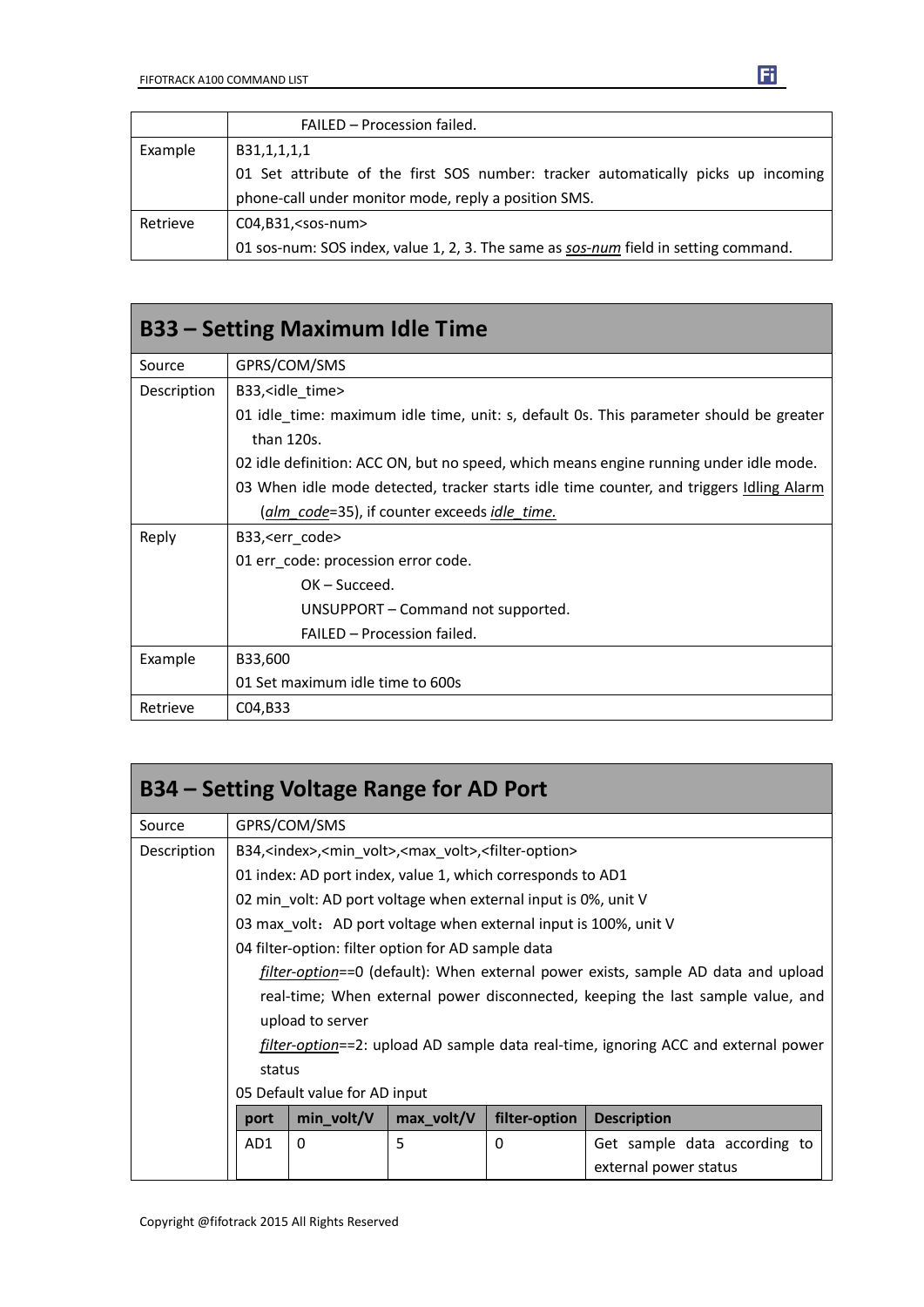| | |
|---|---|
| | FAILED – Procession failed. |
| Example | B31,1,1,1,1<br>01 Set attribute of the first SOS number: tracker automatically picks up incoming phone-call under monitor mode, reply a position SMS. |
| Retrieve | C04,B31,<sos-num><br>01 sos-num: SOS index, value 1, 2, 3. The same as *sos-num* field in setting command. |

## B33 – Setting Maximum Idle Time

| | |
|---|---|
| Source | GPRS/COM/SMS |
| Description | B33,<idle_time><br>01 idle_time: maximum idle time, unit: s, default 0s. This parameter should be greater than 120s.<br>02 idle definition: ACC ON, but no speed, which means engine running under idle mode.<br>03 When idle mode detected, tracker starts idle time counter, and triggers Idling Alarm (*alm_code*=35), if counter exceeds *idle_time.* |
| Reply | B33,<err_code><br>01 err_code: procession error code.<br>OK – Succeed.<br>UNSUPPORT – Command not supported.<br>FAILED – Procession failed. |
| Example | B33,600<br>01 Set maximum idle time to 600s |
| Retrieve | C04,B33 |

## B34 – Setting Voltage Range for AD Port

| | |
|---|---|
| Source | GPRS/COM/SMS |
| Description | B34,<index>,<min_volt>,<max_volt>,<filter-option><br>01 index: AD port index, value 1, which corresponds to AD1<br>02 min_volt: AD port voltage when external input is 0%, unit V<br>03 max_volt：AD port voltage when external input is 100%, unit V<br>04 filter-option: filter option for AD sample data<br>*filter-option*==0 (default): When external power exists, sample AD data and upload real-time; When external power disconnected, keeping the last sample value, and upload to server<br>*filter-option*==2: upload AD sample data real-time, ignoring ACC and external power status<br>05 Default value for AD input |

| port | min_volt/V | max_volt/V | filter-option | Description |
|---|---|---|---|---|
| AD1 | 0 | 5 | 0 | Get sample data according to external power status |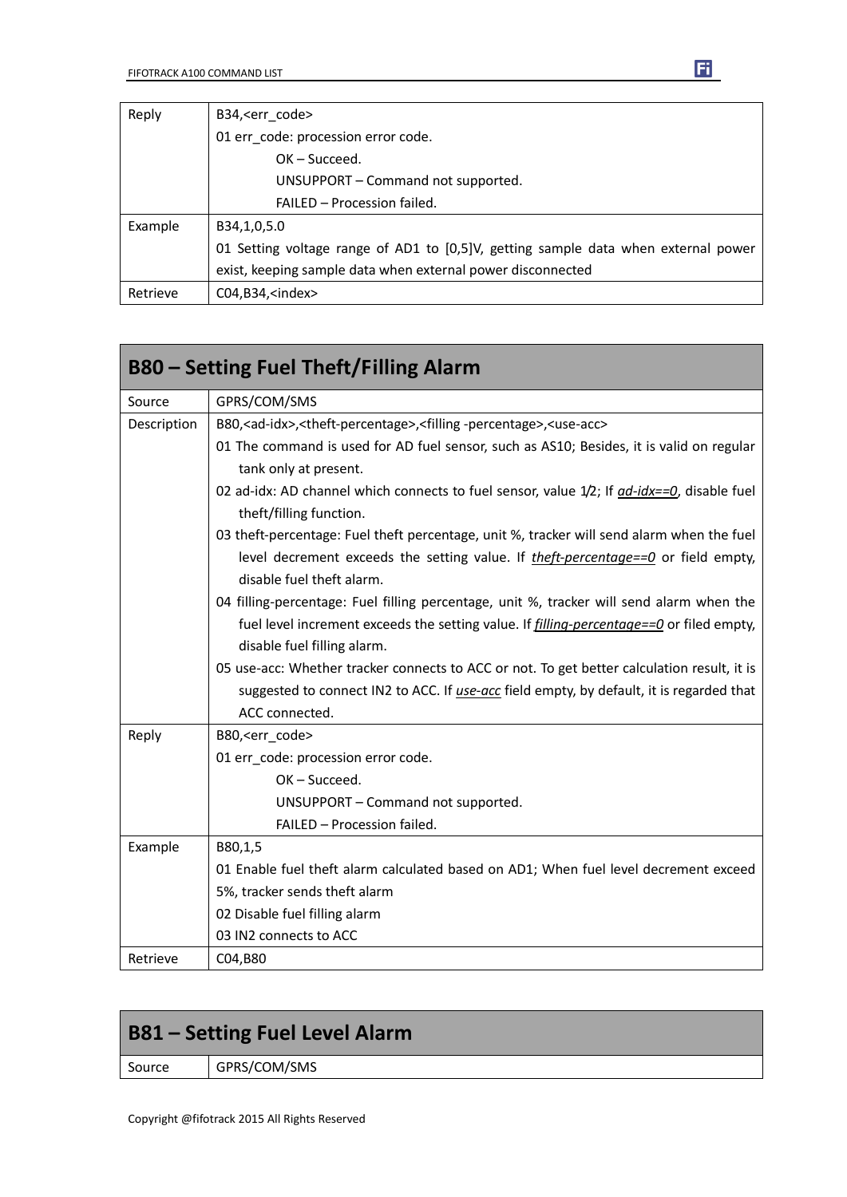| Reply | B34,<err_code><br>01 err_code: procession error code.<br>OK – Succeed.<br>UNSUPPORT – Command not supported.<br>FAILED – Procession failed. |
|---|---|
| Example | B34,1,0,5.0<br>01 Setting voltage range of AD1 to [0,5]V, getting sample data when external power exist, keeping sample data when external power disconnected |
| Retrieve | C04,B34,<index> |

## B80 – Setting Fuel Theft/Filling Alarm

| Source | GPRS/COM/SMS |
|---|---|
| Description | B80,<ad-idx>,<theft-percentage>,<filling -percentage>,<use-acc><br>01 The command is used for AD fuel sensor, such as AS10; Besides, it is valid on regular tank only at present.<br>02 ad-idx: AD channel which connects to fuel sensor, value 1/2; If *ad-idx==0*, disable fuel theft/filling function.<br>03 theft-percentage: Fuel theft percentage, unit %, tracker will send alarm when the fuel level decrement exceeds the setting value. If *theft-percentage==0* or field empty, disable fuel theft alarm.<br>04 filling-percentage: Fuel filling percentage, unit %, tracker will send alarm when the fuel level increment exceeds the setting value. If *filling-percentage==0* or filed empty, disable fuel filling alarm.<br>05 use-acc: Whether tracker connects to ACC or not. To get better calculation result, it is suggested to connect IN2 to ACC. If *use-acc* field empty, by default, it is regarded that ACC connected. |
| Reply | B80,<err_code><br>01 err_code: procession error code.<br>OK – Succeed.<br>UNSUPPORT – Command not supported.<br>FAILED – Procession failed. |
| Example | B80,1,5<br>01 Enable fuel theft alarm calculated based on AD1; When fuel level decrement exceed 5%, tracker sends theft alarm<br>02 Disable fuel filling alarm<br>03 IN2 connects to ACC |
| Retrieve | C04,B80 |

## B81 – Setting Fuel Level Alarm

| Source | GPRS/COM/SMS |
|---|---|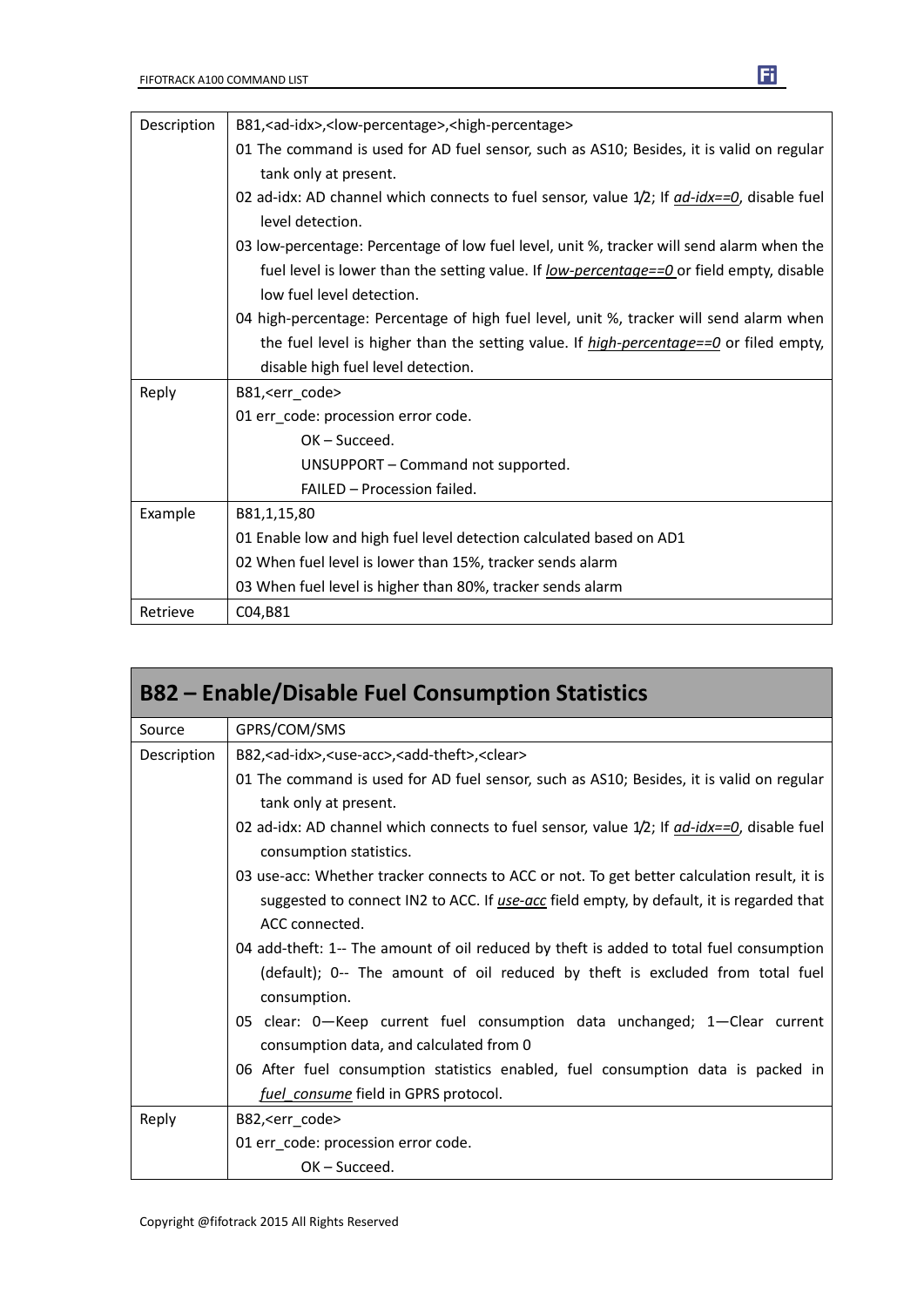| | |
|---|---|
| Description | B81,<ad-idx>,<low-percentage>,<high-percentage><br>01 The command is used for AD fuel sensor, such as AS10; Besides, it is valid on regular tank only at present.<br>02 ad-idx: AD channel which connects to fuel sensor, value 1/2; If *ad-idx==0*, disable fuel level detection.<br>03 low-percentage: Percentage of low fuel level, unit %, tracker will send alarm when the fuel level is lower than the setting value. If *low-percentage==0* or field empty, disable low fuel level detection.<br>04 high-percentage: Percentage of high fuel level, unit %, tracker will send alarm when the fuel level is higher than the setting value. If *high-percentage==0* or filed empty, disable high fuel level detection. |
| Reply | B81,<err_code><br>01 err_code: procession error code.<br>OK – Succeed.<br>UNSUPPORT – Command not supported.<br>FAILED – Procession failed. |
| Example | B81,1,15,80<br>01 Enable low and high fuel level detection calculated based on AD1<br>02 When fuel level is lower than 15%, tracker sends alarm<br>03 When fuel level is higher than 80%, tracker sends alarm |
| Retrieve | C04,B81 |

## B82 – Enable/Disable Fuel Consumption Statistics

| | |
|---|---|
| Source | GPRS/COM/SMS |
| Description | B82,<ad-idx>,<use-acc>,<add-theft>,<clear><br>01 The command is used for AD fuel sensor, such as AS10; Besides, it is valid on regular tank only at present.<br>02 ad-idx: AD channel which connects to fuel sensor, value 1/2; If *ad-idx==0*, disable fuel consumption statistics.<br>03 use-acc: Whether tracker connects to ACC or not. To get better calculation result, it is suggested to connect IN2 to ACC. If *use-acc* field empty, by default, it is regarded that ACC connected.<br>04 add-theft: 1-- The amount of oil reduced by theft is added to total fuel consumption (default); 0-- The amount of oil reduced by theft is excluded from total fuel consumption.<br>05 clear: 0—Keep current fuel consumption data unchanged; 1—Clear current consumption data, and calculated from 0<br>06 After fuel consumption statistics enabled, fuel consumption data is packed in *fuel_consume* field in GPRS protocol. |
| Reply | B82,<err_code><br>01 err_code: procession error code.<br>OK – Succeed. |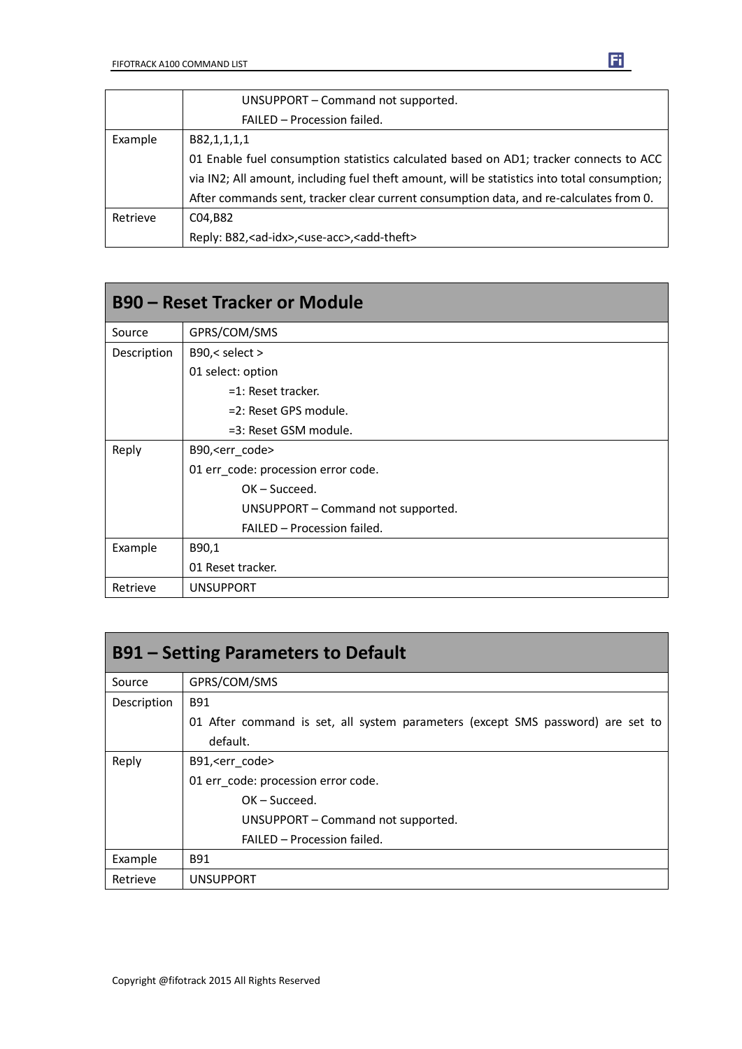| | |
|---|---|
| | UNSUPPORT – Command not supported.<br>FAILED – Procession failed. |
| Example | B82,1,1,1,1<br>01 Enable fuel consumption statistics calculated based on AD1; tracker connects to ACC via IN2; All amount, including fuel theft amount, will be statistics into total consumption; After commands sent, tracker clear current consumption data, and re-calculates from 0. |
| Retrieve | C04,B82<br>Reply: B82,<ad-idx>,<use-acc>,<add-theft> |

## B90 – Reset Tracker or Module

| | |
|---|---|
| Source | GPRS/COM/SMS |
| Description | B90,< select ><br>01 select: option<br>=1: Reset tracker.<br>=2: Reset GPS module.<br>=3: Reset GSM module. |
| Reply | B90,<err_code><br>01 err_code: procession error code.<br>OK – Succeed.<br>UNSUPPORT – Command not supported.<br>FAILED – Procession failed. |
| Example | B90,1<br>01 Reset tracker. |
| Retrieve | UNSUPPORT |

## B91 – Setting Parameters to Default

| | |
|---|---|
| Source | GPRS/COM/SMS |
| Description | B91<br>01 After command is set, all system parameters (except SMS password) are set to default. |
| Reply | B91,<err_code><br>01 err_code: procession error code.<br>OK – Succeed.<br>UNSUPPORT – Command not supported.<br>FAILED – Procession failed. |
| Example | B91 |
| Retrieve | UNSUPPORT |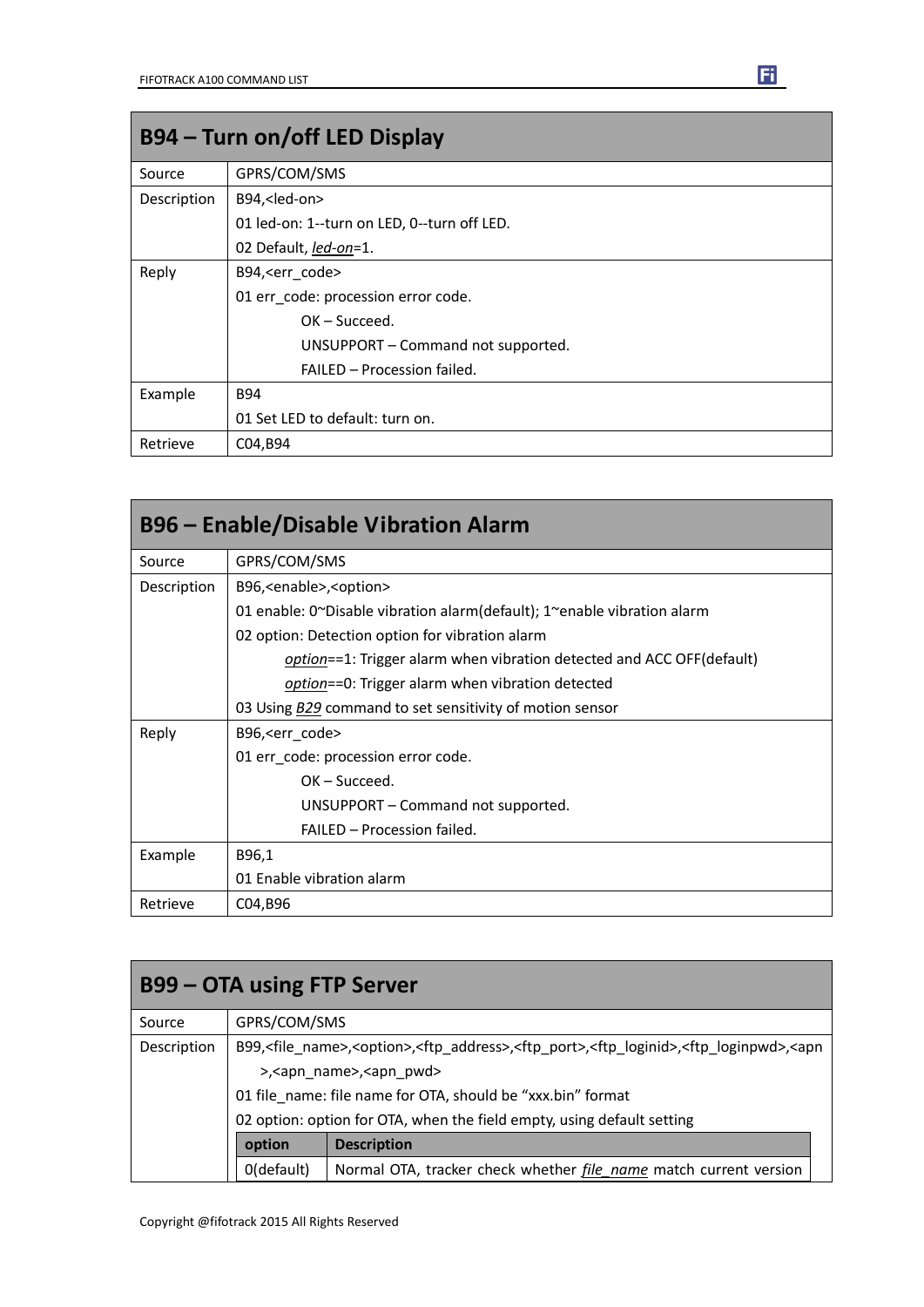## B94 – Turn on/off LED Display

| | |
|---|---|
| Source | GPRS/COM/SMS |
| Description | B94,<led-on><br>01 led-on: 1--turn on LED, 0--turn off LED.<br>02 Default, *led-on*=1. |
| Reply | B94,<err_code><br>01 err_code: procession error code.<br>OK – Succeed.<br>UNSUPPORT – Command not supported.<br>FAILED – Procession failed. |
| Example | B94<br>01 Set LED to default: turn on. |
| Retrieve | C04,B94 |

## B96 – Enable/Disable Vibration Alarm

| | |
|---|---|
| Source | GPRS/COM/SMS |
| Description | B96,<enable>,<option><br>01 enable: 0~Disable vibration alarm(default); 1~enable vibration alarm<br>02 option: Detection option for vibration alarm<br>*option*==1: Trigger alarm when vibration detected and ACC OFF(default)<br>*option*==0: Trigger alarm when vibration detected<br>03 Using *B29* command to set sensitivity of motion sensor |
| Reply | B96,<err_code><br>01 err_code: procession error code.<br>OK – Succeed.<br>UNSUPPORT – Command not supported.<br>FAILED – Procession failed. |
| Example | B96,1<br>01 Enable vibration alarm |
| Retrieve | C04,B96 |

## B99 – OTA using FTP Server

| | |
|---|---|
| Source | GPRS/COM/SMS |
| Description | B99,<file_name>,<option>,<ftp_address>,<ftp_port>,<ftp_loginid>,<ftp_loginpwd>,<apn>,<apn_name>,<apn_pwd><br>01 file_name: file name for OTA, should be “xxx.bin” format<br>02 option: option for OTA, when the field empty, using default setting |

| option | Description |
|---|---|
| 0(default) | Normal OTA, tracker check whether *file_name* match current version |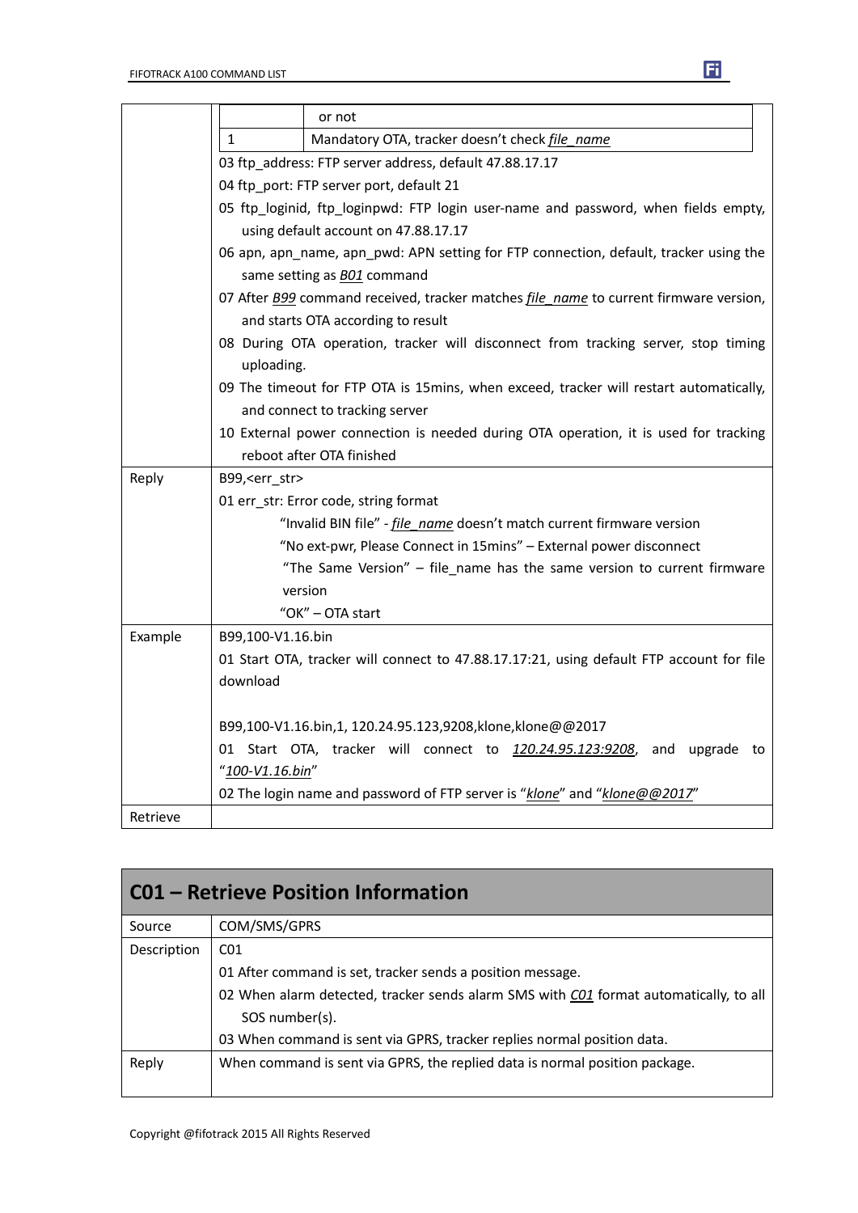|  |  |  |
|---|---|---|
|  | | or not |
|  | 1 | Mandatory OTA, tracker doesn't check *file_name* |
|  | 03 ftp_address: FTP server address, default 47.88.17.17<br>04 ftp_port: FTP server port, default 21<br>05 ftp_loginid, ftp_loginpwd: FTP login user-name and password, when fields empty, using default account on 47.88.17.17<br>06 apn, apn_name, apn_pwd: APN setting for FTP connection, default, tracker using the same setting as *B01* command<br>07 After *B99* command received, tracker matches *file_name* to current firmware version, and starts OTA according to result<br>08 During OTA operation, tracker will disconnect from tracking server, stop timing uploading.<br>09 The timeout for FTP OTA is 15mins, when exceed, tracker will restart automatically, and connect to tracking server<br>10 External power connection is needed during OTA operation, it is used for tracking reboot after OTA finished | |
| Reply | B99,<err_str><br>01 err_str: Error code, string format<br>"Invalid BIN file" - *file_name* doesn't match current firmware version<br>"No ext-pwr, Please Connect in 15mins" – External power disconnect<br>"The Same Version" – file_name has the same version to current firmware version<br>"OK" – OTA start | |
| Example | B99,100-V1.16.bin<br>01 Start OTA, tracker will connect to 47.88.17.17:21, using default FTP account for file download<br><br>B99,100-V1.16.bin,1, 120.24.95.123,9208,klone,klone@@2017<br>01 Start OTA, tracker will connect to *120.24.95.123:9208*, and upgrade to "*100-V1.16.bin*"<br>02 The login name and password of FTP server is "*klone*" and "*klone@@2017*" | |
| Retrieve | | |

## C01 – Retrieve Position Information

|  |  |
|---|---|
| Source | COM/SMS/GPRS |
| Description | C01<br>01 After command is set, tracker sends a position message.<br>02 When alarm detected, tracker sends alarm SMS with *C01* format automatically, to all SOS number(s).<br>03 When command is sent via GPRS, tracker replies normal position data. |
| Reply | When command is sent via GPRS, the replied data is normal position package. |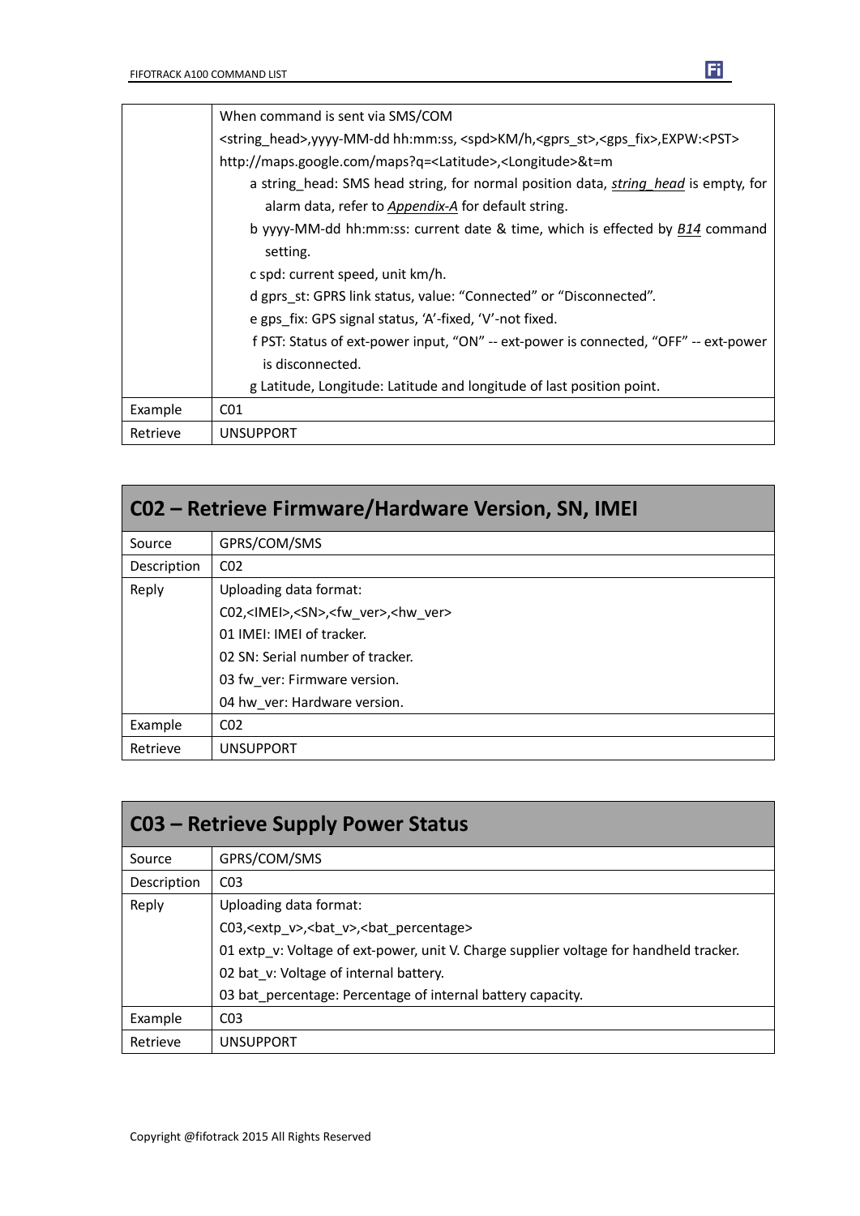| | |
|---|---|
| | When command is sent via SMS/COM<br><string_head>,yyyy-MM-dd hh:mm:ss, <spd>KM/h,<gprs_st>,<gps_fix>,EXPW:<PST><br>http://maps.google.com/maps?q=<Latitude>,<Longitude>&t=m<br>a string_head: SMS head string, for normal position data, ***string_head*** is empty, for alarm data, refer to ***Appendix-A*** for default string.<br>b yyyy-MM-dd hh:mm:ss: current date & time, which is effected by ***B14*** command setting.<br>c spd: current speed, unit km/h.<br>d gprs_st: GPRS link status, value: "Connected" or "Disconnected".<br>e gps_fix: GPS signal status, 'A'-fixed, 'V'-not fixed.<br>f PST: Status of ext-power input, "ON" -- ext-power is connected, "OFF" -- ext-power is disconnected.<br>g Latitude, Longitude: Latitude and longitude of last position point. |
| Example | C01 |
| Retrieve | UNSUPPORT |

## C02 – Retrieve Firmware/Hardware Version, SN, IMEI

| | |
|---|---|
| Source | GPRS/COM/SMS |
| Description | C02 |
| Reply | Uploading data format:<br>C02,<IMEI>,<SN>,<fw_ver>,<hw_ver><br>01 IMEI: IMEI of tracker.<br>02 SN: Serial number of tracker.<br>03 fw_ver: Firmware version.<br>04 hw_ver: Hardware version. |
| Example | C02 |
| Retrieve | UNSUPPORT |

## C03 – Retrieve Supply Power Status

| | |
|---|---|
| Source | GPRS/COM/SMS |
| Description | C03 |
| Reply | Uploading data format:<br>C03,<extp_v>,<bat_v>,<bat_percentage><br>01 extp_v: Voltage of ext-power, unit V. Charge supplier voltage for handheld tracker.<br>02 bat_v: Voltage of internal battery.<br>03 bat_percentage: Percentage of internal battery capacity. |
| Example | C03 |
| Retrieve | UNSUPPORT |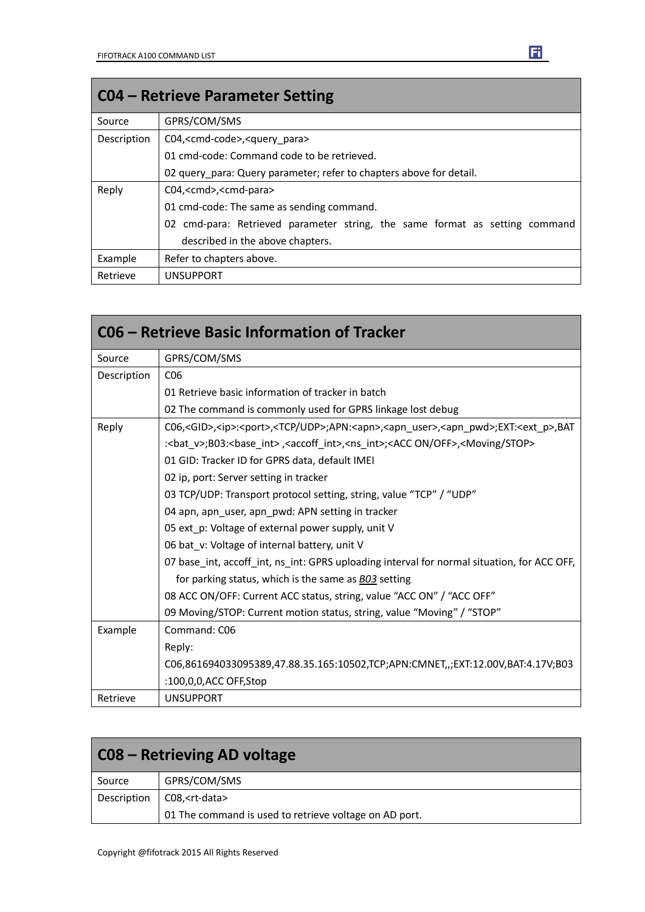| C04 – Retrieve Parameter Setting | |
|---|---|
| Source | GPRS/COM/SMS |
| Description | C04,<cmd-code>,<query_para><br>01 cmd-code: Command code to be retrieved.<br>02 query_para: Query parameter; refer to chapters above for detail. |
| Reply | C04,<cmd>,<cmd-para><br>01 cmd-code: The same as sending command.<br>02 cmd-para: Retrieved parameter string, the same format as setting command described in the above chapters. |
| Example | Refer to chapters above. |
| Retrieve | UNSUPPORT |

| C06 – Retrieve Basic Information of Tracker | |
|---|---|
| Source | GPRS/COM/SMS |
| Description | C06<br>01 Retrieve basic information of tracker in batch<br>02 The command is commonly used for GPRS linkage lost debug |
| Reply | C06,<GID>,<ip>:<port>,<TCP/UDP>;APN:<apn>,<apn_user>,<apn_pwd>;EXT:<ext_p>,BAT:<bat_v>;B03:<base_int> ,<accoff_int>,<ns_int>;<ACC ON/OFF>,<Moving/STOP><br>01 GID: Tracker ID for GPRS data, default IMEI<br>02 ip, port: Server setting in tracker<br>03 TCP/UDP: Transport protocol setting, string, value "TCP" / "UDP"<br>04 apn, apn_user, apn_pwd: APN setting in tracker<br>05 ext_p: Voltage of external power supply, unit V<br>06 bat_v: Voltage of internal battery, unit V<br>07 base_int, accoff_int, ns_int: GPRS uploading interval for normal situation, for ACC OFF, for parking status, which is the same as ***B03*** setting<br>08 ACC ON/OFF: Current ACC status, string, value "ACC ON" / "ACC OFF"<br>09 Moving/STOP: Current motion status, string, value "Moving" / "STOP" |
| Example | Command: C06<br>Reply:<br>C06,861694033095389,47.88.35.165:10502,TCP;APN:CMNET,,;EXT:12.00V,BAT:4.17V;B03:100,0,0,ACC OFF,Stop |
| Retrieve | UNSUPPORT |

| C08 – Retrieving AD voltage | |
|---|---|
| Source | GPRS/COM/SMS |
| Description | C08,<rt-data><br>01 The command is used to retrieve voltage on AD port. |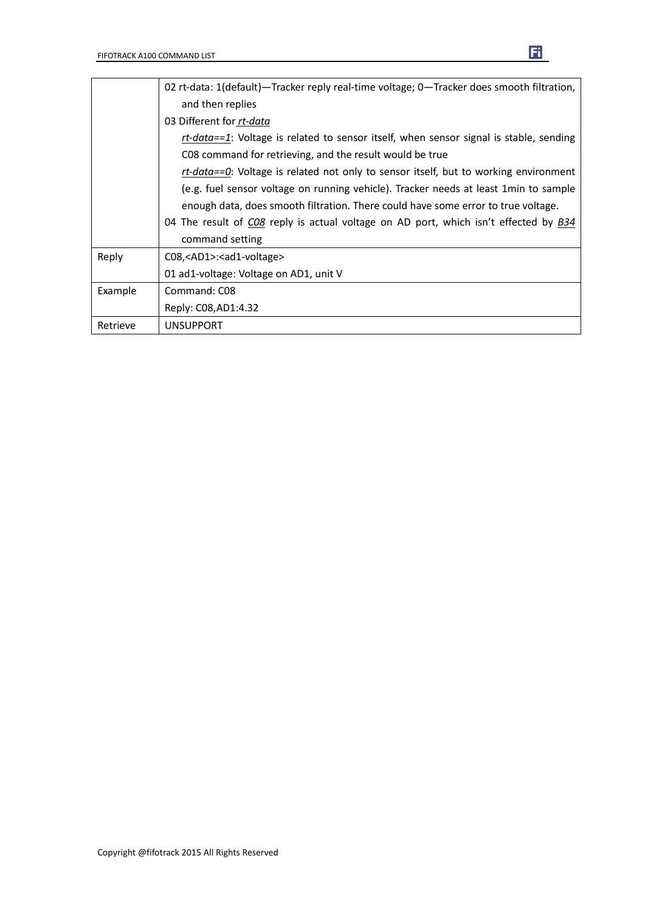| | |
|---|---|
| | 02 rt-data: 1(default)—Tracker reply real-time voltage; 0—Tracker does smooth filtration, and then replies<br>03 Different for *rt-data*<br>*rt-data==1*: Voltage is related to sensor itself, when sensor signal is stable, sending C08 command for retrieving, and the result would be true<br>*rt-data==0*: Voltage is related not only to sensor itself, but to working environment (e.g. fuel sensor voltage on running vehicle). Tracker needs at least 1min to sample enough data, does smooth filtration. There could have some error to true voltage.<br>04 The result of *C08* reply is actual voltage on AD port, which isn't effected by *B34* command setting |
| Reply | C08,<AD1>:<ad1-voltage><br>01 ad1-voltage: Voltage on AD1, unit V |
| Example | Command: C08<br>Reply: C08,AD1:4.32 |
| Retrieve | UNSUPPORT |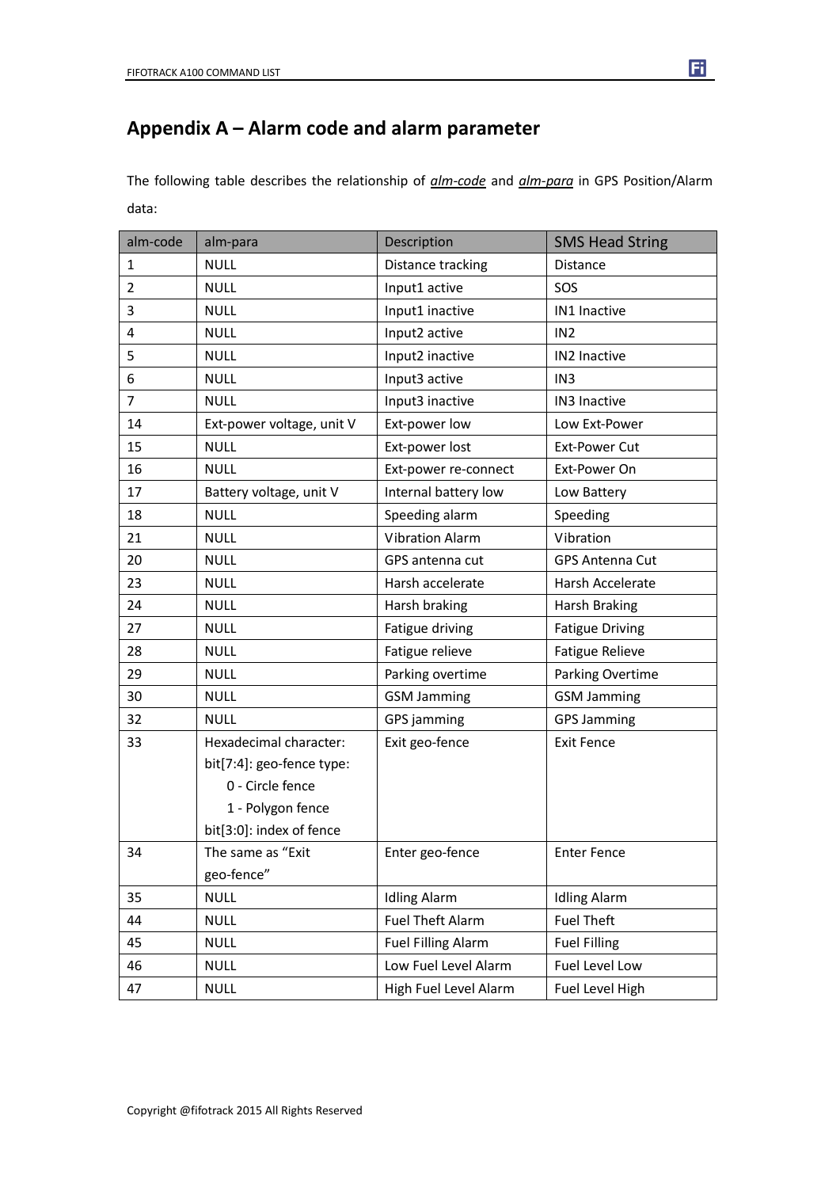# Appendix A – Alarm code and alarm parameter

The following table describes the relationship of ***alm-code*** and ***alm-para*** in GPS Position/Alarm data:

| alm-code | alm-para | Description | SMS Head String |
|---|---|---|---|
| 1 | NULL | Distance tracking | Distance |
| 2 | NULL | Input1 active | SOS |
| 3 | NULL | Input1 inactive | IN1 Inactive |
| 4 | NULL | Input2 active | IN2 |
| 5 | NULL | Input2 inactive | IN2 Inactive |
| 6 | NULL | Input3 active | IN3 |
| 7 | NULL | Input3 inactive | IN3 Inactive |
| 14 | Ext-power voltage, unit V | Ext-power low | Low Ext-Power |
| 15 | NULL | Ext-power lost | Ext-Power Cut |
| 16 | NULL | Ext-power re-connect | Ext-Power On |
| 17 | Battery voltage, unit V | Internal battery low | Low Battery |
| 18 | NULL | Speeding alarm | Speeding |
| 21 | NULL | Vibration Alarm | Vibration |
| 20 | NULL | GPS antenna cut | GPS Antenna Cut |
| 23 | NULL | Harsh accelerate | Harsh Accelerate |
| 24 | NULL | Harsh braking | Harsh Braking |
| 27 | NULL | Fatigue driving | Fatigue Driving |
| 28 | NULL | Fatigue relieve | Fatigue Relieve |
| 29 | NULL | Parking overtime | Parking Overtime |
| 30 | NULL | GSM Jamming | GSM Jamming |
| 32 | NULL | GPS jamming | GPS Jamming |
| 33 | Hexadecimal character:<br>bit[7:4]: geo-fence type:<br>0 - Circle fence<br>1 - Polygon fence<br>bit[3:0]: index of fence | Exit geo-fence | Exit Fence |
| 34 | The same as "Exit geo-fence" | Enter geo-fence | Enter Fence |
| 35 | NULL | Idling Alarm | Idling Alarm |
| 44 | NULL | Fuel Theft Alarm | Fuel Theft |
| 45 | NULL | Fuel Filling Alarm | Fuel Filling |
| 46 | NULL | Low Fuel Level Alarm | Fuel Level Low |
| 47 | NULL | High Fuel Level Alarm | Fuel Level High |